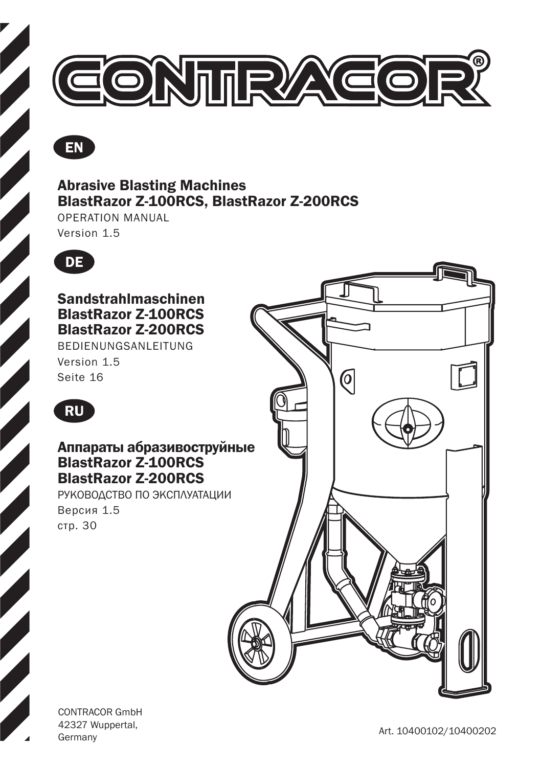# CONTRACOR®

EN

## Abrasive Blasting Machines
## BlastRazor Z-100RCS, BlastRazor Z-200RCS

OPERATION MANUAL

Version 1.5

DE

## Sandstrahlmaschinen
## BlastRazor Z-100RCS
## BlastRazor Z-200RCS

BEDIENUNGSANLEITUNG

Version 1.5

Seite 16

RU

## Аппараты абразивоструйные
## BlastRazor Z-100RCS
## BlastRazor Z-200RCS

РУКОВОДСТВО ПО ЭКСПЛУАТАЦИИ

Версия 1.5

стр. 30

CONTRACOR GmbH
42327 Wuppertal,
Germany

Art. 10400102/10400202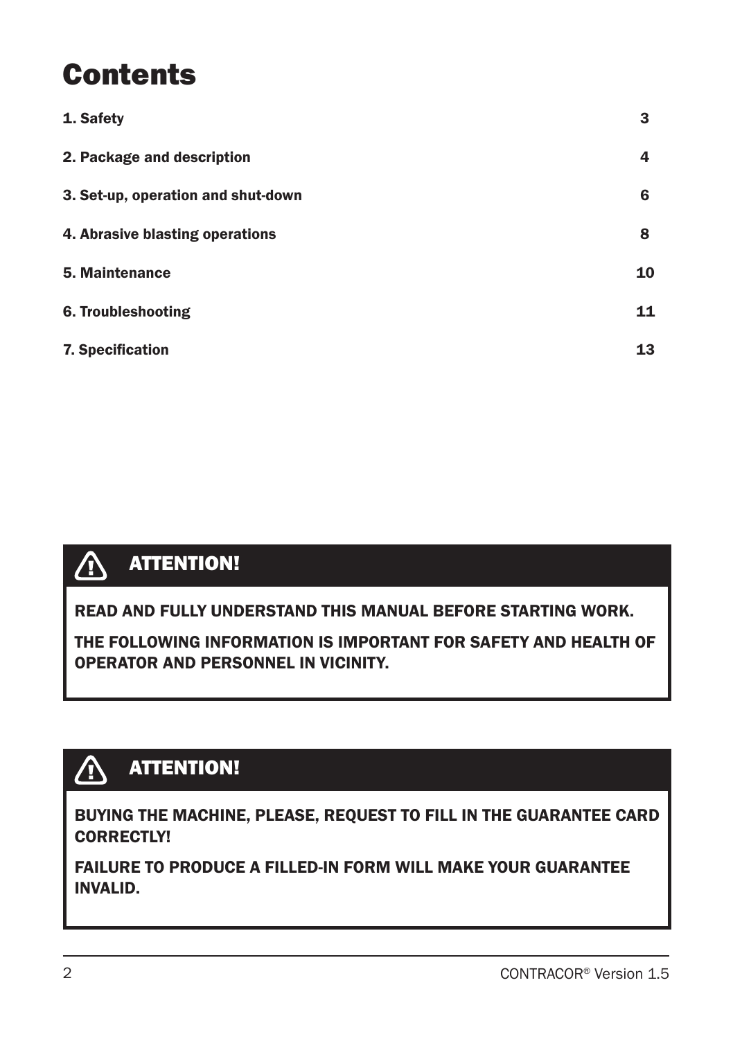# Contents

| | |
|---|---|
| 1. Safety | 3 |
| 2. Package and description | 4 |
| 3. Set-up, operation and shut-down | 6 |
| 4. Abrasive blasting operations | 8 |
| 5. Maintenance | 10 |
| 6. Troubleshooting | 11 |
| 7. Specification | 13 |

**ATTENTION!**

**READ AND FULLY UNDERSTAND THIS MANUAL BEFORE STARTING WORK.**

**THE FOLLOWING INFORMATION IS IMPORTANT FOR SAFETY AND HEALTH OF OPERATOR AND PERSONNEL IN VICINITY.**

**ATTENTION!**

**BUYING THE MACHINE, PLEASE, REQUEST TO FILL IN THE GUARANTEE CARD CORRECTLY!**

**FAILURE TO PRODUCE A FILLED-IN FORM WILL MAKE YOUR GUARANTEE INVALID.**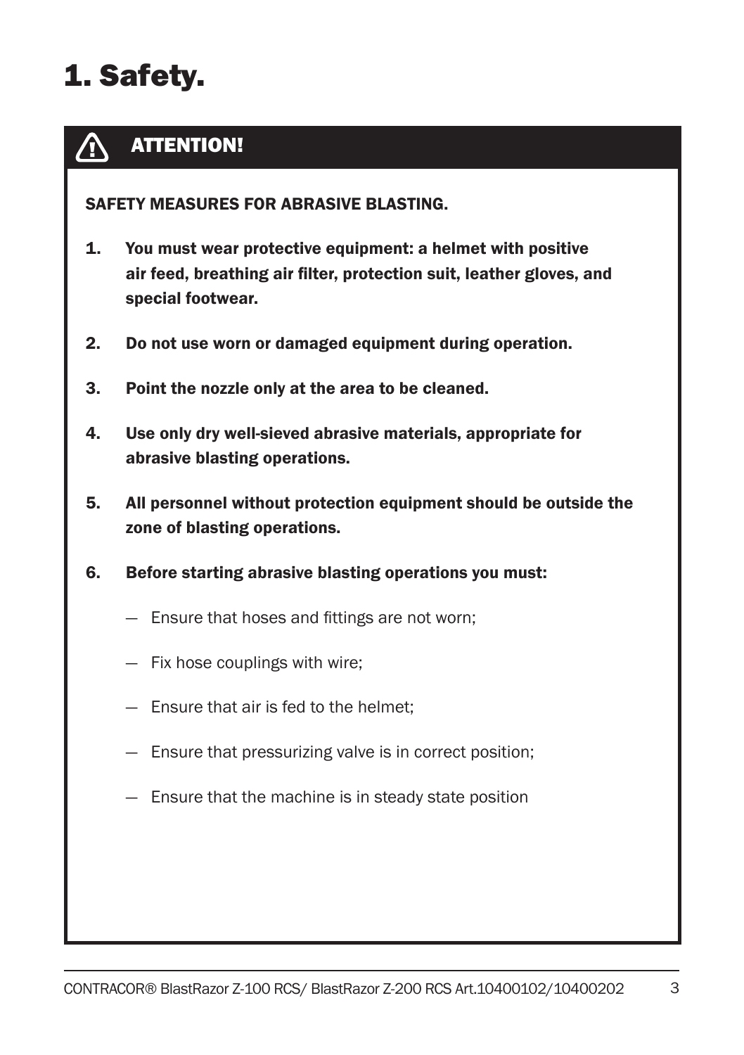# 1. Safety.

**ATTENTION!**

**SAFETY MEASURES FOR ABRASIVE BLASTING.**

1. **You must wear protective equipment: a helmet with positive air feed, breathing air filter, protection suit, leather gloves, and special footwear.**
2. **Do not use worn or damaged equipment during operation.**
3. **Point the nozzle only at the area to be cleaned.**
4. **Use only dry well-sieved abrasive materials, appropriate for abrasive blasting operations.**
5. **All personnel without protection equipment should be outside the zone of blasting operations.**
6. **Before starting abrasive blasting operations you must:**
   - Ensure that hoses and fittings are not worn;
   - Fix hose couplings with wire;
   - Ensure that air is fed to the helmet;
   - Ensure that pressurizing valve is in correct position;
   - Ensure that the machine is in steady state position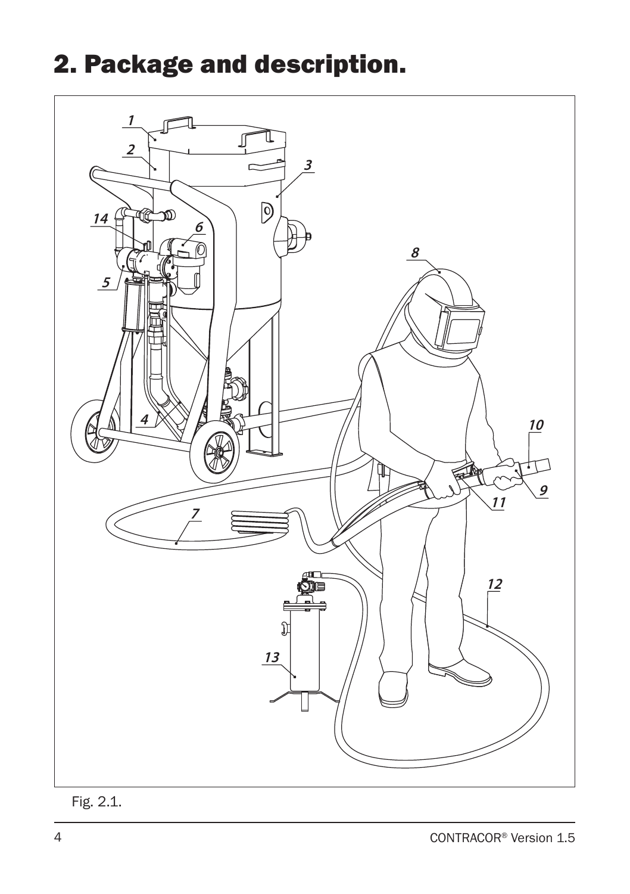# 2. Package and description.

Fig. 2.1.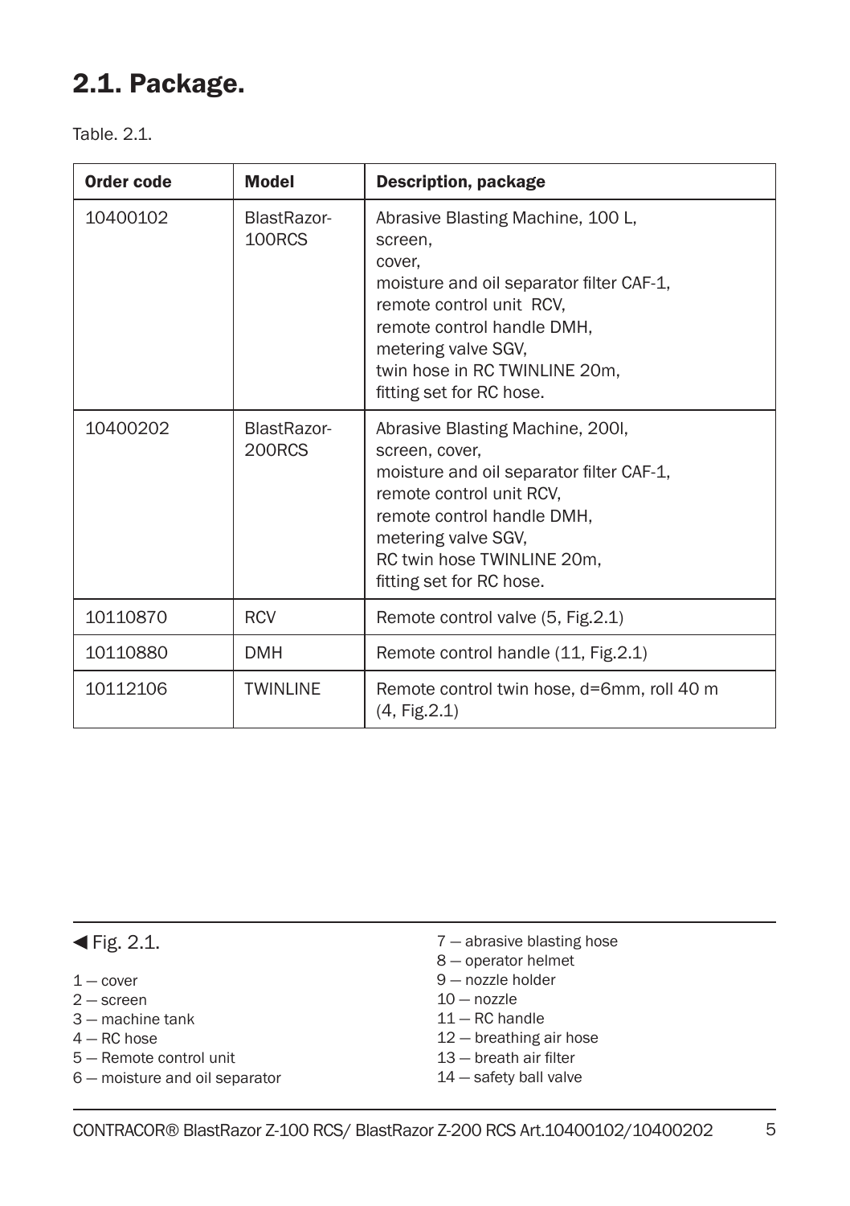## 2.1. Package.

Table. 2.1.

| Order code | Model | Description, package |
| --- | --- | --- |
| 10400102 | BlastRazor-100RCS | Abrasive Blasting Machine, 100 L,<br>screen,<br>cover,<br>moisture and oil separator filter CAF-1,<br>remote control unit RCV,<br>remote control handle DMH,<br>metering valve SGV,<br>twin hose in RC TWINLINE 20m,<br>fitting set for RC hose. |
| 10400202 | BlastRazor-200RCS | Abrasive Blasting Machine, 200l,<br>screen, cover,<br>moisture and oil separator filter CAF-1,<br>remote control unit RCV,<br>remote control handle DMH,<br>metering valve SGV,<br>RC twin hose TWINLINE 20m,<br>fitting set for RC hose. |
| 10110870 | RCV | Remote control valve (5, Fig.2.1) |
| 10110880 | DMH | Remote control handle (11, Fig.2.1) |
| 10112106 | TWINLINE | Remote control twin hose, d=6mm, roll 40 m (4, Fig.2.1) |

◀ Fig. 2.1.

1 — cover
2 — screen
3 — machine tank
4 — RC hose
5 — Remote control unit
6 — moisture and oil separator
7 — abrasive blasting hose
8 — operator helmet
9 — nozzle holder
10 — nozzle
11 — RC handle
12 — breathing air hose
13 — breath air filter
14 — safety ball valve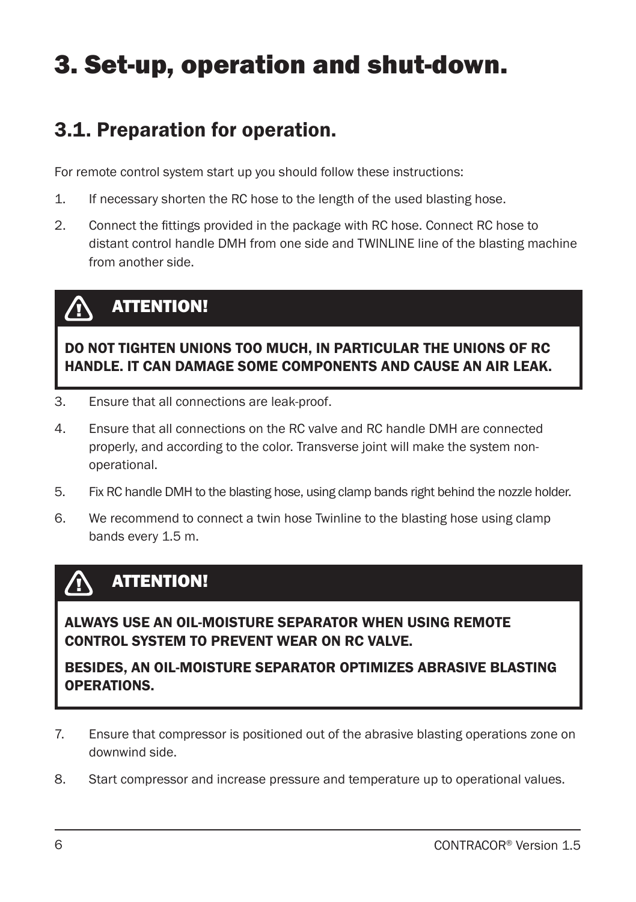# 3. Set-up, operation and shut-down.

## 3.1. Preparation for operation.

For remote control system start up you should follow these instructions:

1. If necessary shorten the RC hose to the length of the used blasting hose.
2. Connect the fittings provided in the package with RC hose. Connect RC hose to distant control handle DMH from one side and TWINLINE line of the blasting machine from another side.

> **ATTENTION!**
>
> **DO NOT TIGHTEN UNIONS TOO MUCH, IN PARTICULAR THE UNIONS OF RC HANDLE. IT CAN DAMAGE SOME COMPONENTS AND CAUSE AN AIR LEAK.**

3. Ensure that all connections are leak-proof.
4. Ensure that all connections on the RC valve and RC handle DMH are connected properly, and according to the color. Transverse joint will make the system non-operational.
5. Fix RC handle DMH to the blasting hose, using clamp bands right behind the nozzle holder.
6. We recommend to connect a twin hose Twinline to the blasting hose using clamp bands every 1.5 m.

> **ATTENTION!**
>
> **ALWAYS USE AN OIL-MOISTURE SEPARATOR WHEN USING REMOTE CONTROL SYSTEM TO PREVENT WEAR ON RC VALVE.**
>
> **BESIDES, AN OIL-MOISTURE SEPARATOR OPTIMIZES ABRASIVE BLASTING OPERATIONS.**

7. Ensure that compressor is positioned out of the abrasive blasting operations zone on downwind side.
8. Start compressor and increase pressure and temperature up to operational values.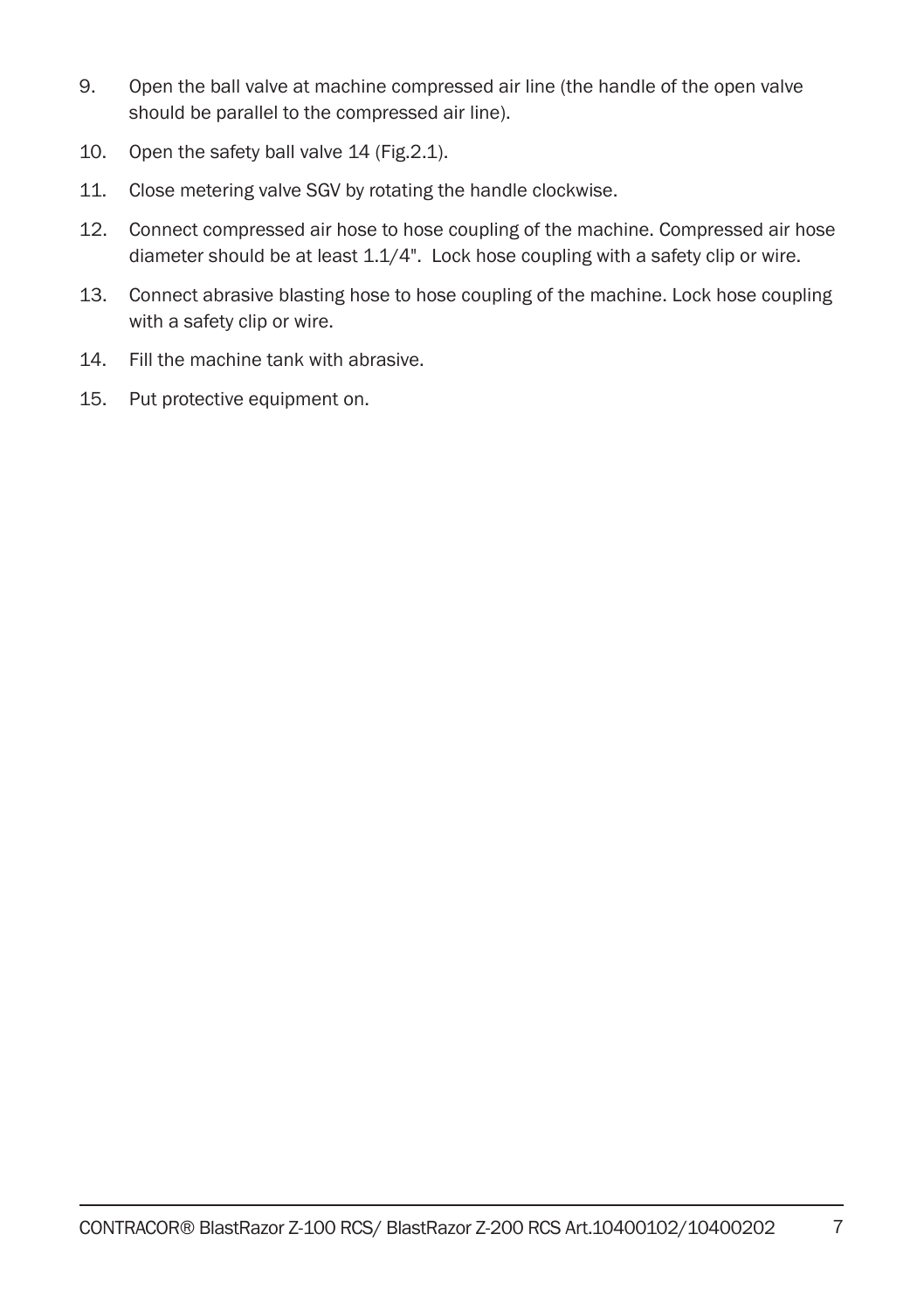9. Open the ball valve at machine compressed air line (the handle of the open valve should be parallel to the compressed air line).
10. Open the safety ball valve 14 (Fig.2.1).
11. Close metering valve SGV by rotating the handle clockwise.
12. Connect compressed air hose to hose coupling of the machine. Compressed air hose diameter should be at least 1.1/4". Lock hose coupling with a safety clip or wire.
13. Connect abrasive blasting hose to hose coupling of the machine. Lock hose coupling with a safety clip or wire.
14. Fill the machine tank with abrasive.
15. Put protective equipment on.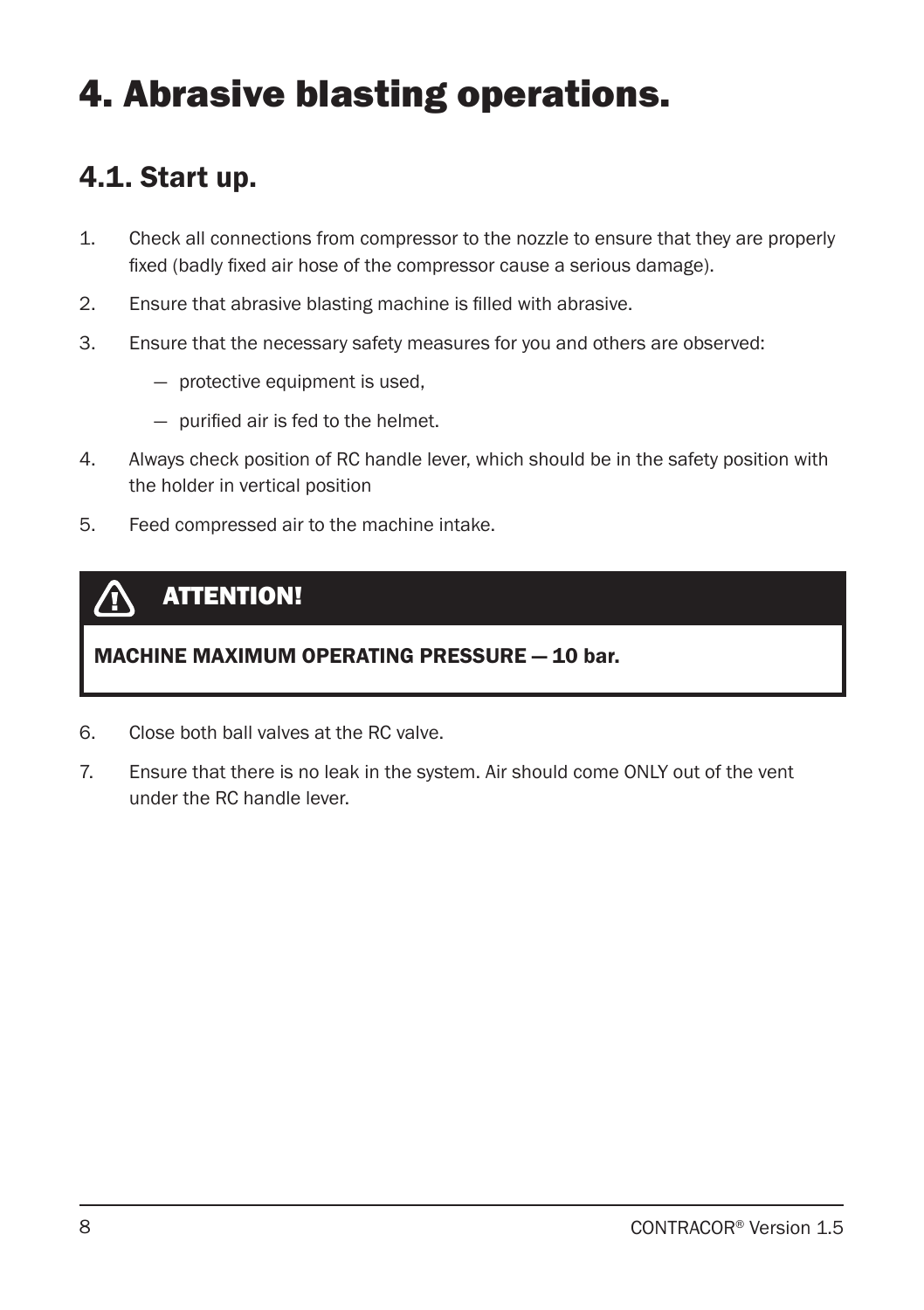# 4. Abrasive blasting operations.

## 4.1. Start up.

1. Check all connections from compressor to the nozzle to ensure that they are properly fixed (badly fixed air hose of the compressor cause a serious damage).
2. Ensure that abrasive blasting machine is filled with abrasive.
3. Ensure that the necessary safety measures for you and others are observed:
   - protective equipment is used,
   - purified air is fed to the helmet.
4. Always check position of RC handle lever, which should be in the safety position with the holder in vertical position
5. Feed compressed air to the machine intake.

> **ATTENTION!**
>
> **MACHINE MAXIMUM OPERATING PRESSURE — 10 bar.**

6. Close both ball valves at the RC valve.
7. Ensure that there is no leak in the system. Air should come ONLY out of the vent under the RC handle lever.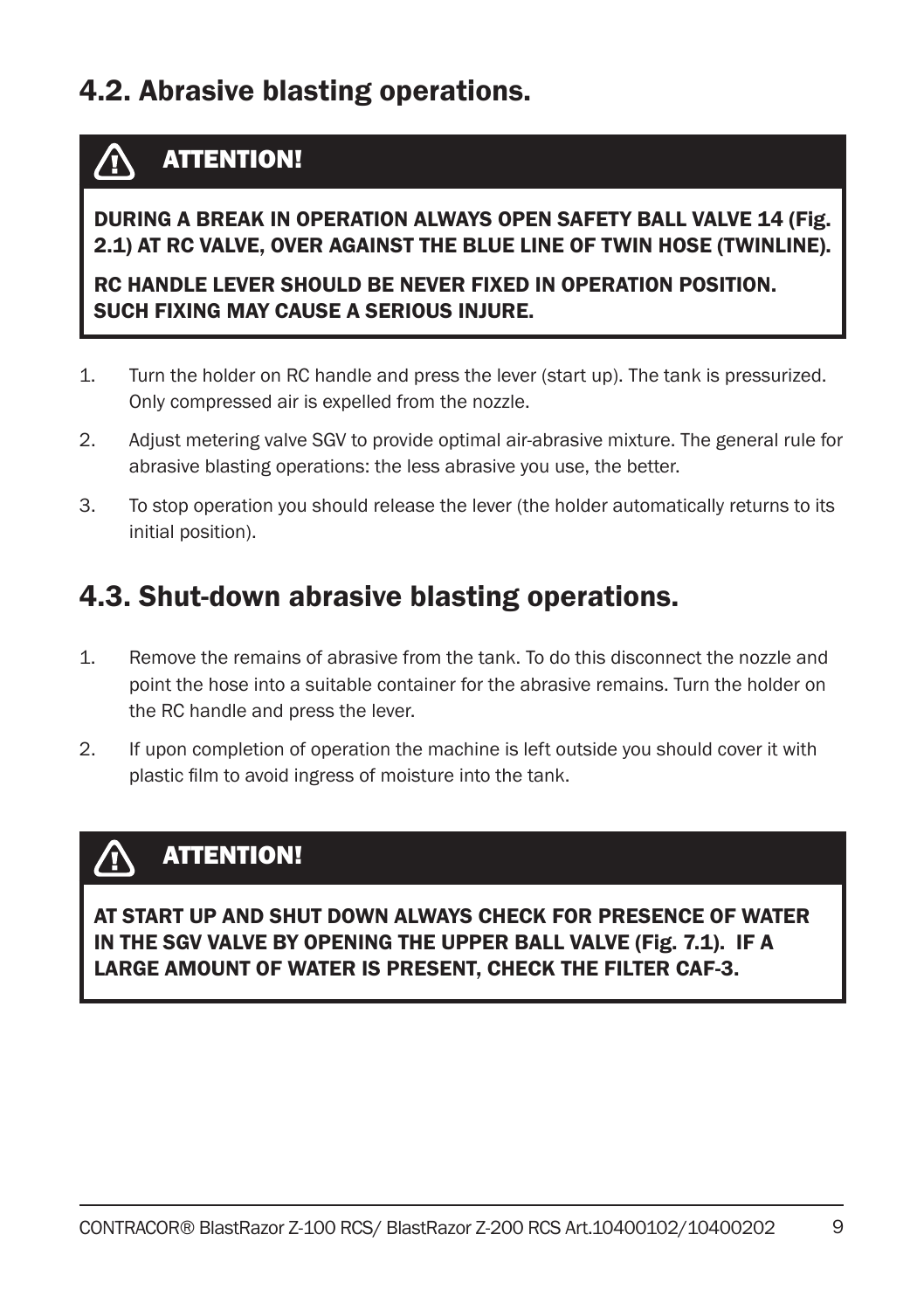## 4.2. Abrasive blasting operations.

> **⚠ ATTENTION!**
>
> **DURING A BREAK IN OPERATION ALWAYS OPEN SAFETY BALL VALVE 14 (Fig. 2.1) AT RC VALVE, OVER AGAINST THE BLUE LINE OF TWIN HOSE (TWINLINE).**
>
> **RC HANDLE LEVER SHOULD BE NEVER FIXED IN OPERATION POSITION. SUCH FIXING MAY CAUSE A SERIOUS INJURE.**

1. Turn the holder on RC handle and press the lever (start up). The tank is pressurized. Only compressed air is expelled from the nozzle.
2. Adjust metering valve SGV to provide optimal air-abrasive mixture. The general rule for abrasive blasting operations: the less abrasive you use, the better.
3. To stop operation you should release the lever (the holder automatically returns to its initial position).

## 4.3. Shut-down abrasive blasting operations.

1. Remove the remains of abrasive from the tank. To do this disconnect the nozzle and point the hose into a suitable container for the abrasive remains. Turn the holder on the RC handle and press the lever.
2. If upon completion of operation the machine is left outside you should cover it with plastic film to avoid ingress of moisture into the tank.

> **⚠ ATTENTION!**
>
> **AT START UP AND SHUT DOWN ALWAYS CHECK FOR PRESENCE OF WATER IN THE SGV VALVE BY OPENING THE UPPER BALL VALVE (Fig. 7.1). IF A LARGE AMOUNT OF WATER IS PRESENT, CHECK THE FILTER CAF-3.**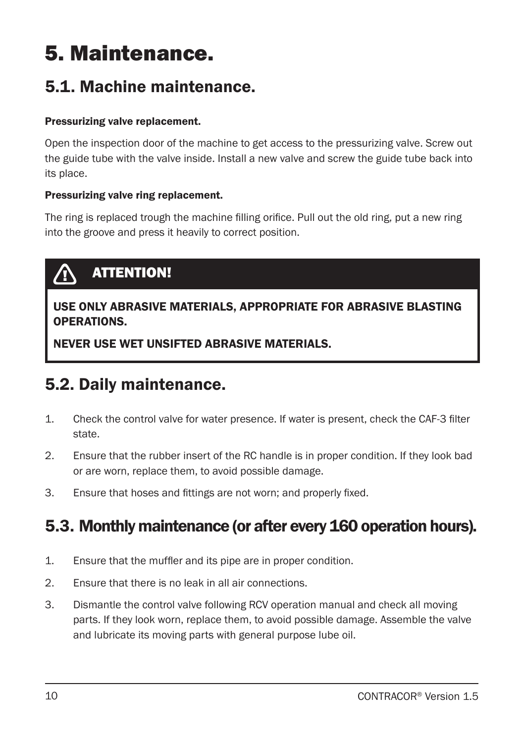# 5. Maintenance.

## 5.1. Machine maintenance.

**Pressurizing valve replacement.**

Open the inspection door of the machine to get access to the pressurizing valve. Screw out the guide tube with the valve inside. Install a new valve and screw the guide tube back into its place.

**Pressurizing valve ring replacement.**

The ring is replaced trough the machine filling orifice. Pull out the old ring, put a new ring into the groove and press it heavily to correct position.

> **ATTENTION!**
>
> **USE ONLY ABRASIVE MATERIALS, APPROPRIATE FOR ABRASIVE BLASTING OPERATIONS.**
>
> **NEVER USE WET UNSIFTED ABRASIVE MATERIALS.**

## 5.2. Daily maintenance.

1. Check the control valve for water presence. If water is present, check the CAF-3 filter state.
2. Ensure that the rubber insert of the RC handle is in proper condition. If they look bad or are worn, replace them, to avoid possible damage.
3. Ensure that hoses and fittings are not worn; and properly fixed.

## 5.3. Monthly maintenance (or after every 160 operation hours).

1. Ensure that the muffler and its pipe are in proper condition.
2. Ensure that there is no leak in all air connections.
3. Dismantle the control valve following RCV operation manual and check all moving parts. If they look worn, replace them, to avoid possible damage. Assemble the valve and lubricate its moving parts with general purpose lube oil.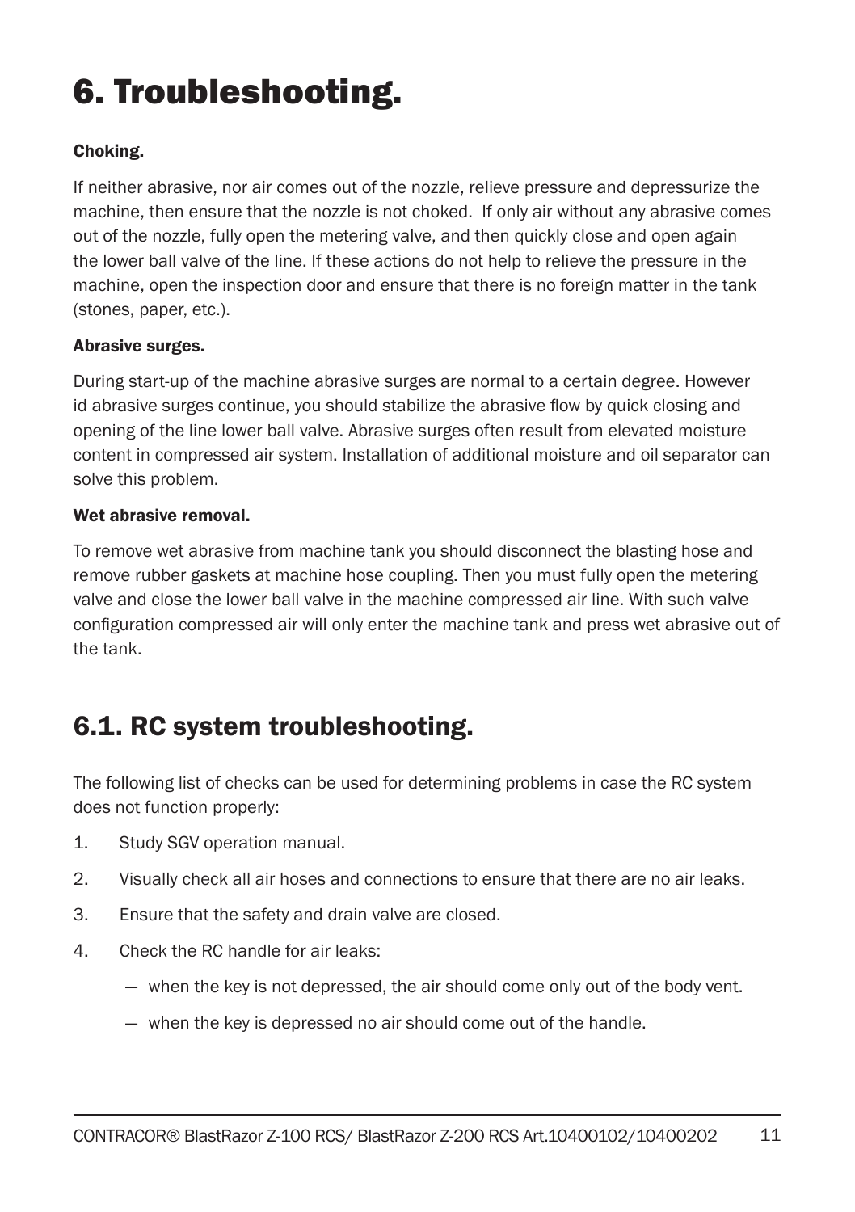# 6. Troubleshooting.

### Choking.

If neither abrasive, nor air comes out of the nozzle, relieve pressure and depressurize the machine, then ensure that the nozzle is not choked.  If only air without any abrasive comes out of the nozzle, fully open the metering valve, and then quickly close and open again the lower ball valve of the line. If these actions do not help to relieve the pressure in the machine, open the inspection door and ensure that there is no foreign matter in the tank (stones, paper, etc.).

### Abrasive surges.

During start-up of the machine abrasive surges are normal to a certain degree. However id abrasive surges continue, you should stabilize the abrasive flow by quick closing and opening of the line lower ball valve. Abrasive surges often result from elevated moisture content in compressed air system. Installation of additional moisture and oil separator can solve this problem.

### Wet abrasive removal.

To remove wet abrasive from machine tank you should disconnect the blasting hose and remove rubber gaskets at machine hose coupling. Then you must fully open the metering valve and close the lower ball valve in the machine compressed air line. With such valve configuration compressed air will only enter the machine tank and press wet abrasive out of the tank.

## 6.1. RC system troubleshooting.

The following list of checks can be used for determining problems in case the RC system does not function properly:

1. Study SGV operation manual.
2. Visually check all air hoses and connections to ensure that there are no air leaks.
3. Ensure that the safety and drain valve are closed.
4. Check the RC handle for air leaks:
   - when the key is not depressed, the air should come only out of the body vent.
   - when the key is depressed no air should come out of the handle.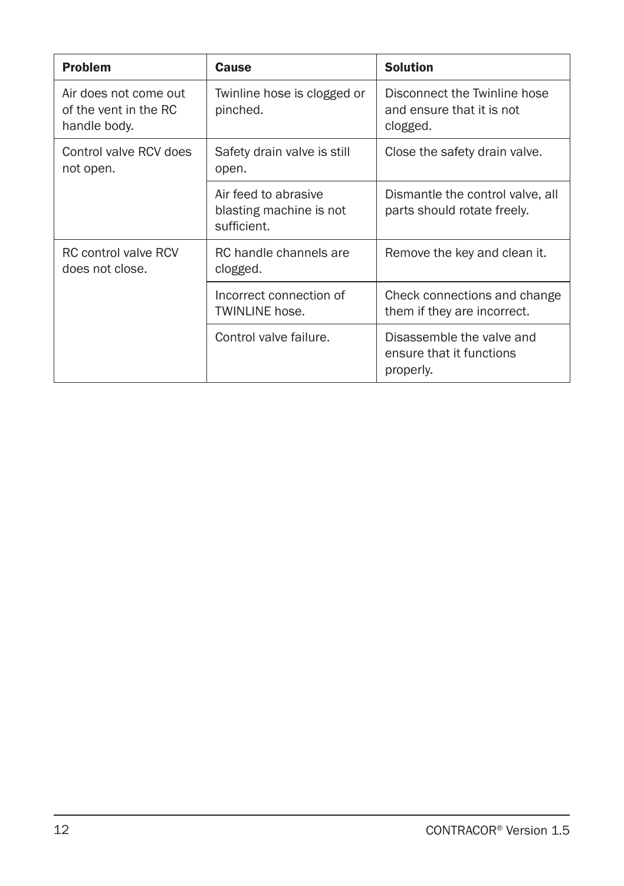| Problem | Cause | Solution |
| --- | --- | --- |
| Air does not come out of the vent in the RC handle body. | Twinline hose is clogged or pinched. | Disconnect the Twinline hose and ensure that it is not clogged. |
| Control valve RCV does not open. | Safety drain valve is still open. | Close the safety drain valve. |
| | Air feed to abrasive blasting machine is not sufficient. | Dismantle the control valve, all parts should rotate freely. |
| RC control valve RCV does not close. | RC handle channels are clogged. | Remove the key and clean it. |
| | Incorrect connection of TWINLINE hose. | Check connections and change them if they are incorrect. |
| | Control valve failure. | Disassemble the valve and ensure that it functions properly. |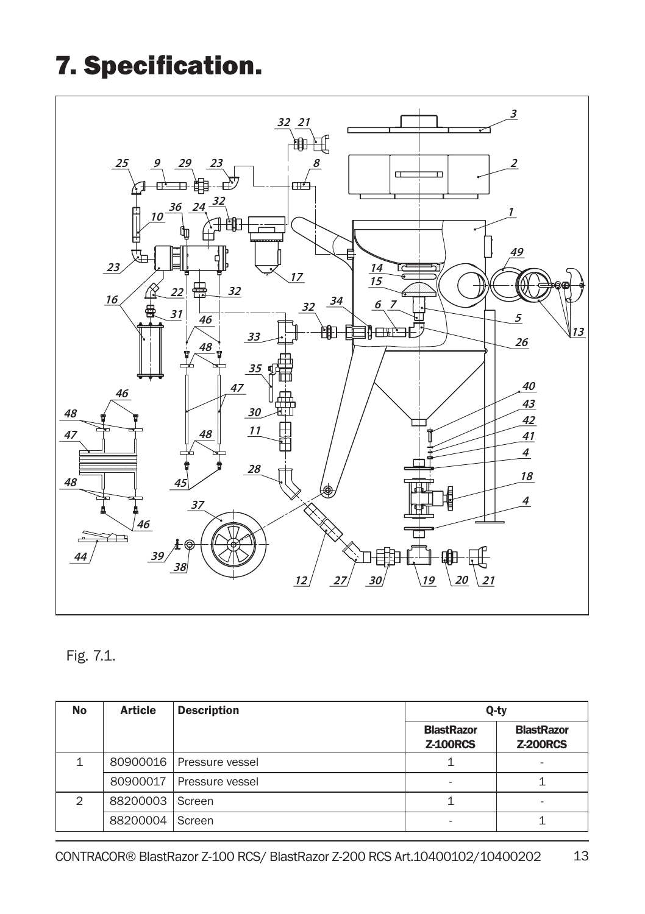# 7. Specification.

Fig. 7.1.

| No | Article | Description | Q-ty | |
|---|---|---|---|---|
| | | | **BlastRazor Z-100RCS** | **BlastRazor Z-200RCS** |
| 1 | 80900016 | Pressure vessel | 1 | - |
| | 80900017 | Pressure vessel | - | 1 |
| 2 | 88200003 | Screen | 1 | - |
| | 88200004 | Screen | - | 1 |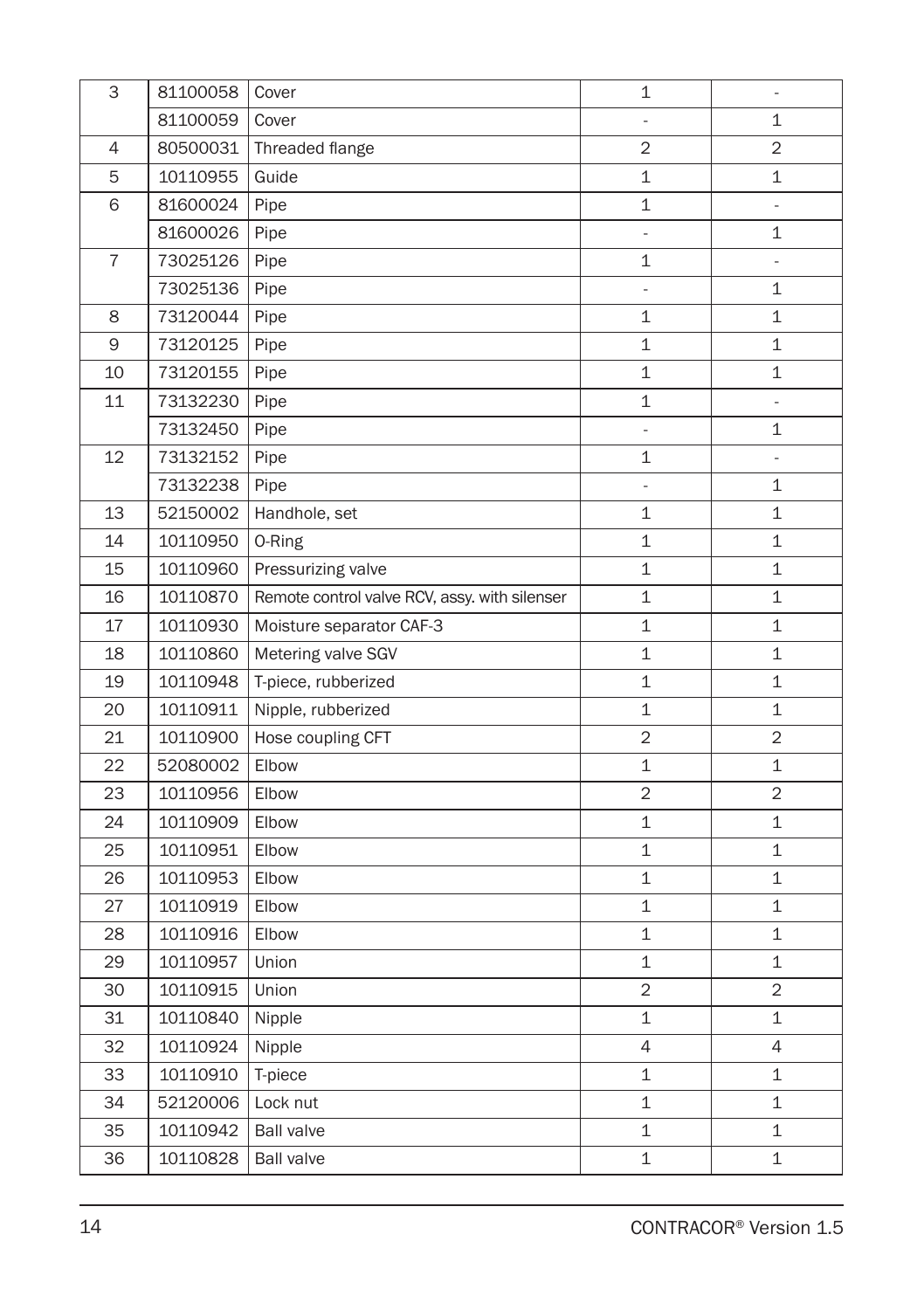| 3 | 81100058 | Cover | 1 | - |
|---|---|---|---|---|
| | 81100059 | Cover | - | 1 |
| 4 | 80500031 | Threaded flange | 2 | 2 |
| 5 | 10110955 | Guide | 1 | 1 |
| 6 | 81600024 | Pipe | 1 | - |
| | 81600026 | Pipe | - | 1 |
| 7 | 73025126 | Pipe | 1 | - |
| | 73025136 | Pipe | - | 1 |
| 8 | 73120044 | Pipe | 1 | 1 |
| 9 | 73120125 | Pipe | 1 | 1 |
| 10 | 73120155 | Pipe | 1 | 1 |
| 11 | 73132230 | Pipe | 1 | - |
| | 73132450 | Pipe | - | 1 |
| 12 | 73132152 | Pipe | 1 | - |
| | 73132238 | Pipe | - | 1 |
| 13 | 52150002 | Handhole, set | 1 | 1 |
| 14 | 10110950 | O-Ring | 1 | 1 |
| 15 | 10110960 | Pressurizing valve | 1 | 1 |
| 16 | 10110870 | Remote control valve RCV, assy. with silenser | 1 | 1 |
| 17 | 10110930 | Moisture separator CAF-3 | 1 | 1 |
| 18 | 10110860 | Metering valve SGV | 1 | 1 |
| 19 | 10110948 | T-piece, rubberized | 1 | 1 |
| 20 | 10110911 | Nipple, rubberized | 1 | 1 |
| 21 | 10110900 | Hose coupling CFT | 2 | 2 |
| 22 | 52080002 | Elbow | 1 | 1 |
| 23 | 10110956 | Elbow | 2 | 2 |
| 24 | 10110909 | Elbow | 1 | 1 |
| 25 | 10110951 | Elbow | 1 | 1 |
| 26 | 10110953 | Elbow | 1 | 1 |
| 27 | 10110919 | Elbow | 1 | 1 |
| 28 | 10110916 | Elbow | 1 | 1 |
| 29 | 10110957 | Union | 1 | 1 |
| 30 | 10110915 | Union | 2 | 2 |
| 31 | 10110840 | Nipple | 1 | 1 |
| 32 | 10110924 | Nipple | 4 | 4 |
| 33 | 10110910 | T-piece | 1 | 1 |
| 34 | 52120006 | Lock nut | 1 | 1 |
| 35 | 10110942 | Ball valve | 1 | 1 |
| 36 | 10110828 | Ball valve | 1 | 1 |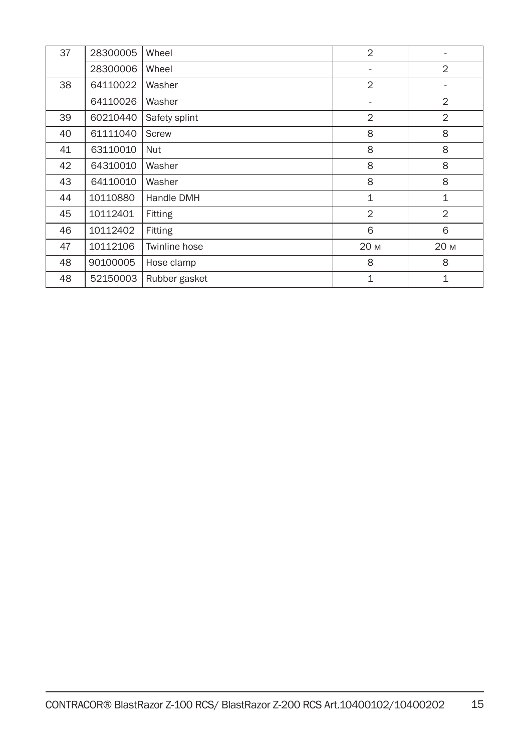| 37 | 28300005 | Wheel | 2 | - |
|---|---|---|---|---|
| | 28300006 | Wheel | - | 2 |
| 38 | 64110022 | Washer | 2 | - |
| | 64110026 | Washer | - | 2 |
| 39 | 60210440 | Safety splint | 2 | 2 |
| 40 | 61111040 | Screw | 8 | 8 |
| 41 | 63110010 | Nut | 8 | 8 |
| 42 | 64310010 | Washer | 8 | 8 |
| 43 | 64110010 | Washer | 8 | 8 |
| 44 | 10110880 | Handle DMH | 1 | 1 |
| 45 | 10112401 | Fitting | 2 | 2 |
| 46 | 10112402 | Fitting | 6 | 6 |
| 47 | 10112106 | Twinline hose | 20 м | 20 м |
| 48 | 90100005 | Hose clamp | 8 | 8 |
| 48 | 52150003 | Rubber gasket | 1 | 1 |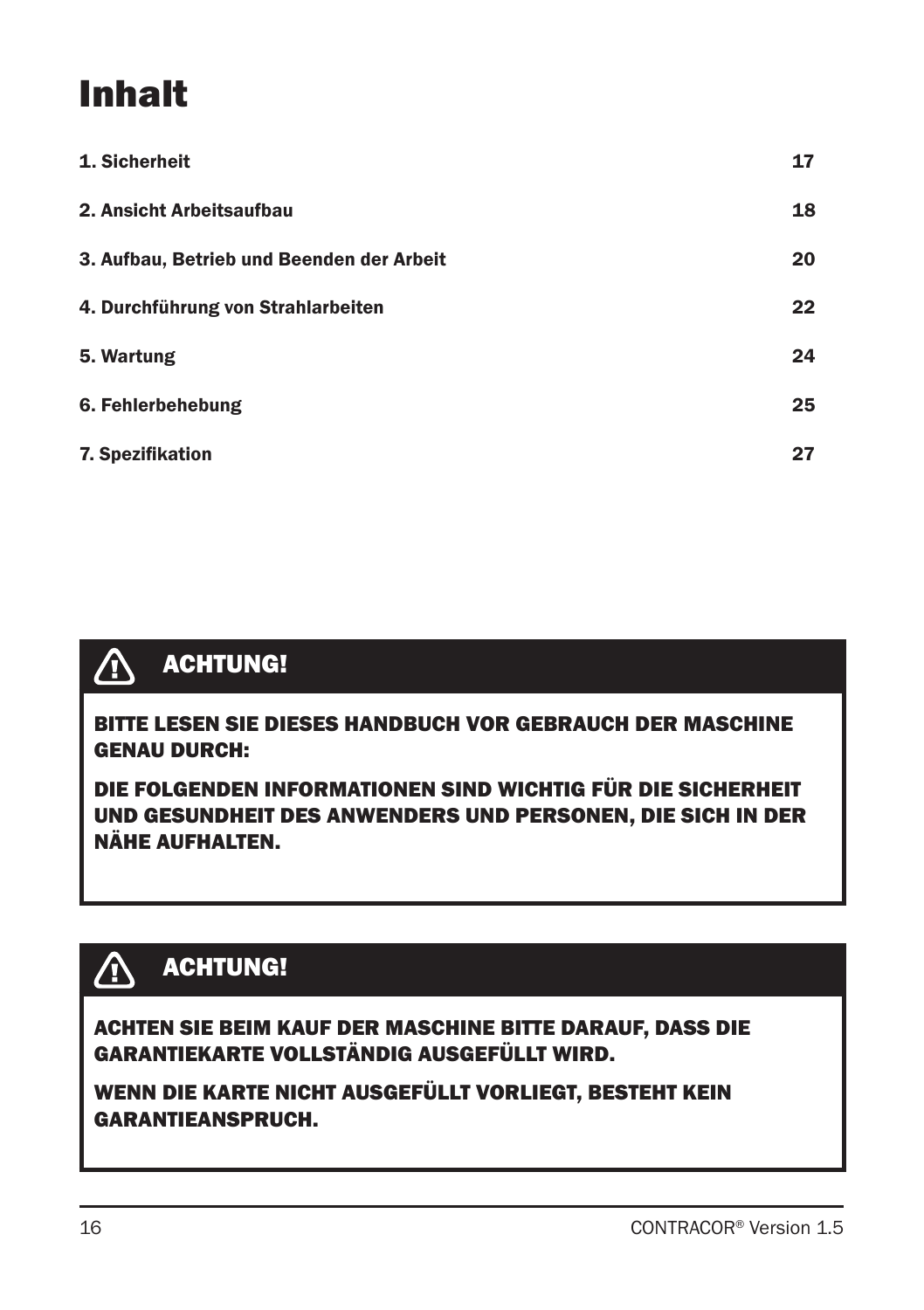# Inhalt

| | |
|---|---|
| **1. Sicherheit** | **17** |
| **2. Ansicht Arbeitsaufbau** | **18** |
| **3. Aufbau, Betrieb und Beenden der Arbeit** | **20** |
| **4. Durchführung von Strahlarbeiten** | **22** |
| **5. Wartung** | **24** |
| **6. Fehlerbehebung** | **25** |
| **7. Spezifikation** | **27** |

**ACHTUNG!**

**BITTE LESEN SIE DIESES HANDBUCH VOR GEBRAUCH DER MASCHINE GENAU DURCH:**

**DIE FOLGENDEN INFORMATIONEN SIND WICHTIG FÜR DIE SICHERHEIT UND GESUNDHEIT DES ANWENDERS UND PERSONEN, DIE SICH IN DER NÄHE AUFHALTEN.**

**ACHTUNG!**

**ACHTEN SIE BEIM KAUF DER MASCHINE BITTE DARAUF, DASS DIE GARANTIEKARTE VOLLSTÄNDIG AUSGEFÜLLT WIRD.**

**WENN DIE KARTE NICHT AUSGEFÜLLT VORLIEGT, BESTEHT KEIN GARANTIEANSPRUCH.**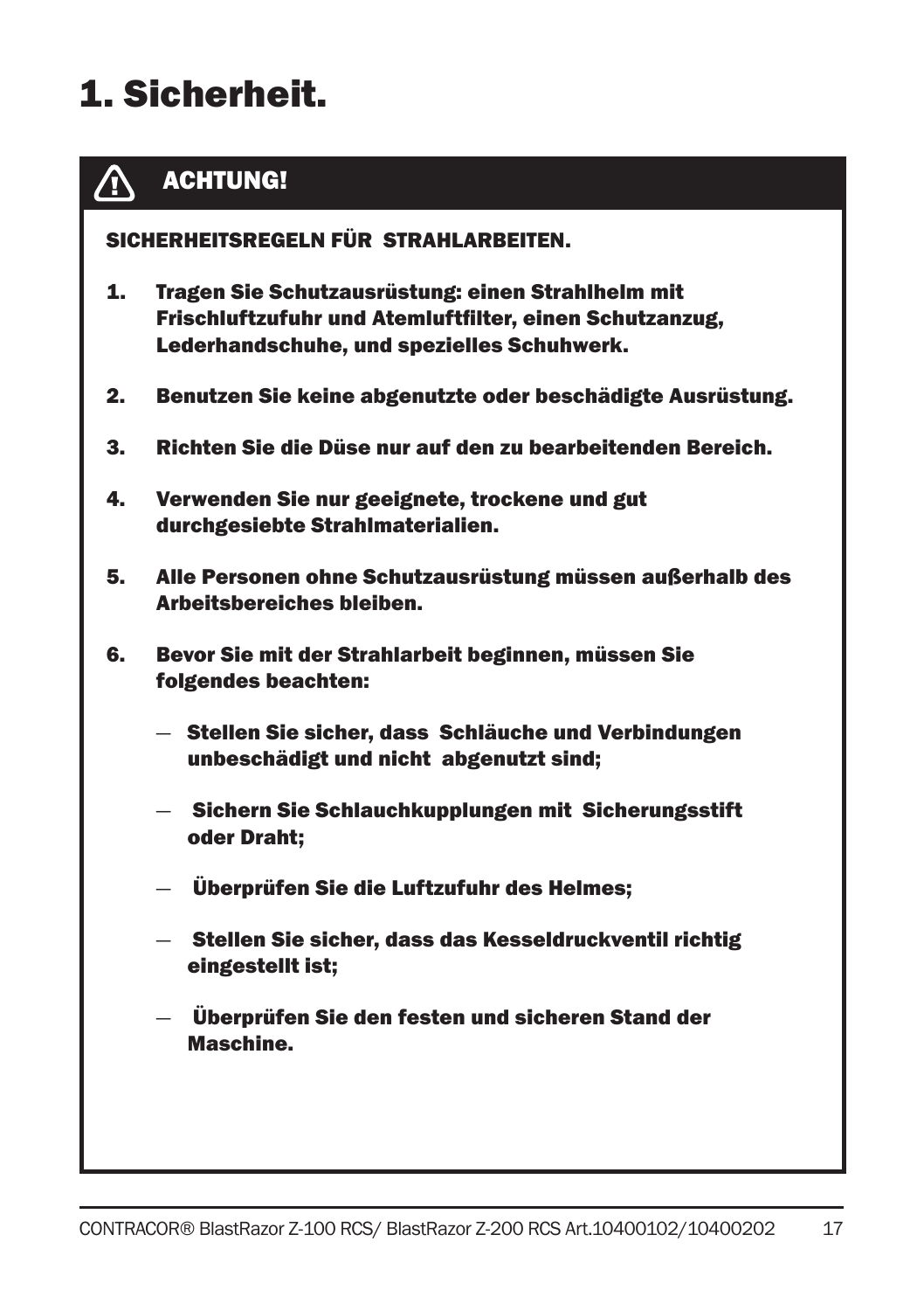# 1. Sicherheit.

**⚠ ACHTUNG!**

**SICHERHEITSREGELN FÜR STRAHLARBEITEN.**

1. **Tragen Sie Schutzausrüstung: einen Strahlhelm mit Frischluftzufuhr und Atemluftfilter, einen Schutzanzug, Lederhandschuhe, und spezielles Schuhwerk.**

2. **Benutzen Sie keine abgenutzte oder beschädigte Ausrüstung.**

3. **Richten Sie die Düse nur auf den zu bearbeitenden Bereich.**

4. **Verwenden Sie nur geeignete, trockene und gut durchgesiebte Strahlmaterialien.**

5. **Alle Personen ohne Schutzausrüstung müssen außerhalb des Arbeitsbereiches bleiben.**

6. **Bevor Sie mit der Strahlarbeit beginnen, müssen Sie folgendes beachten:**

   — **Stellen Sie sicher, dass Schläuche und Verbindungen unbeschädigt und nicht abgenutzt sind;**

   — **Sichern Sie Schlauchkupplungen mit Sicherungsstift oder Draht;**

   — **Überprüfen Sie die Luftzufuhr des Helmes;**

   — **Stellen Sie sicher, dass das Kesseldruckventil richtig eingestellt ist;**

   — **Überprüfen Sie den festen und sicheren Stand der Maschine.**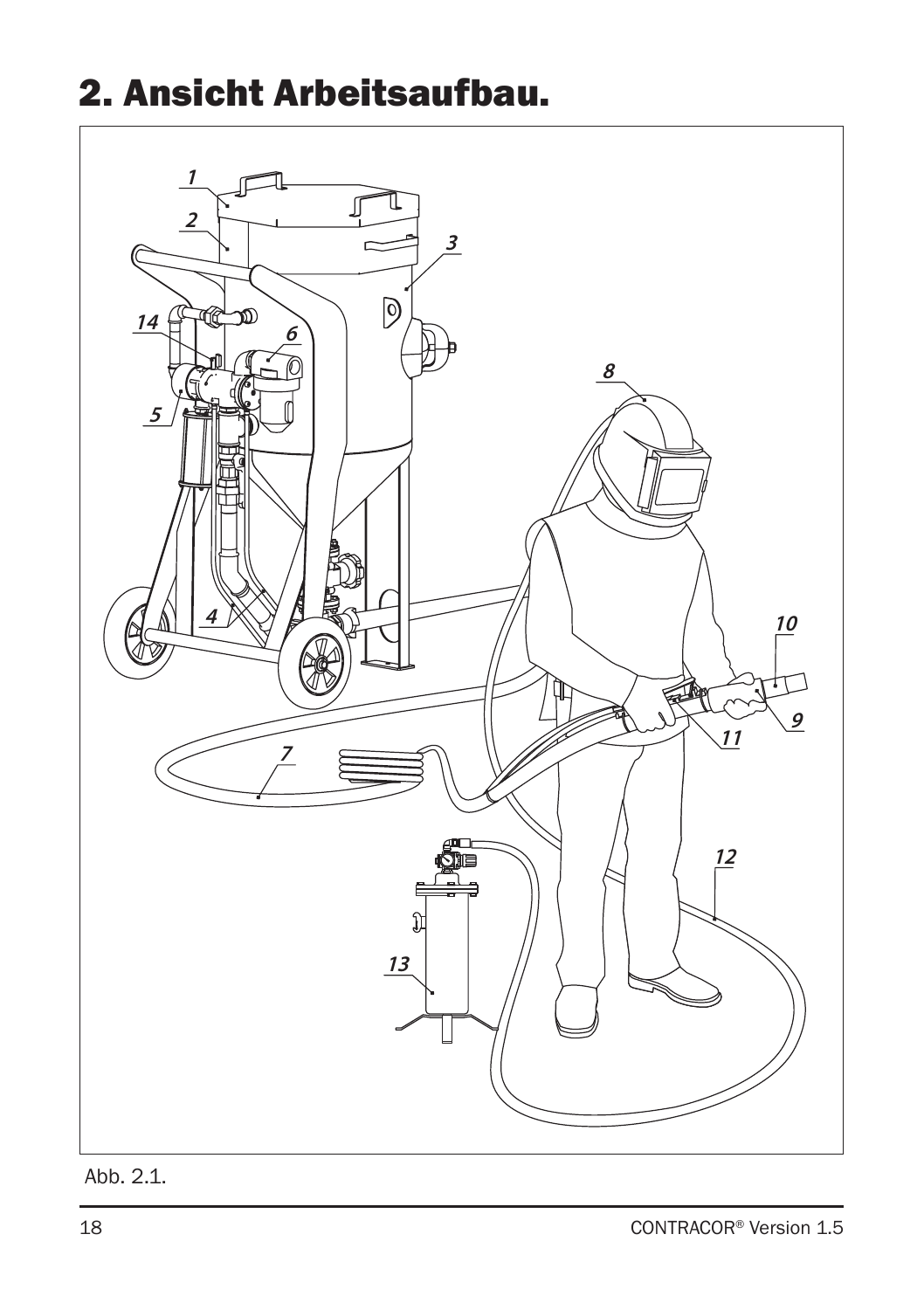# 2. Ansicht Arbeitsaufbau.

Abb. 2.1.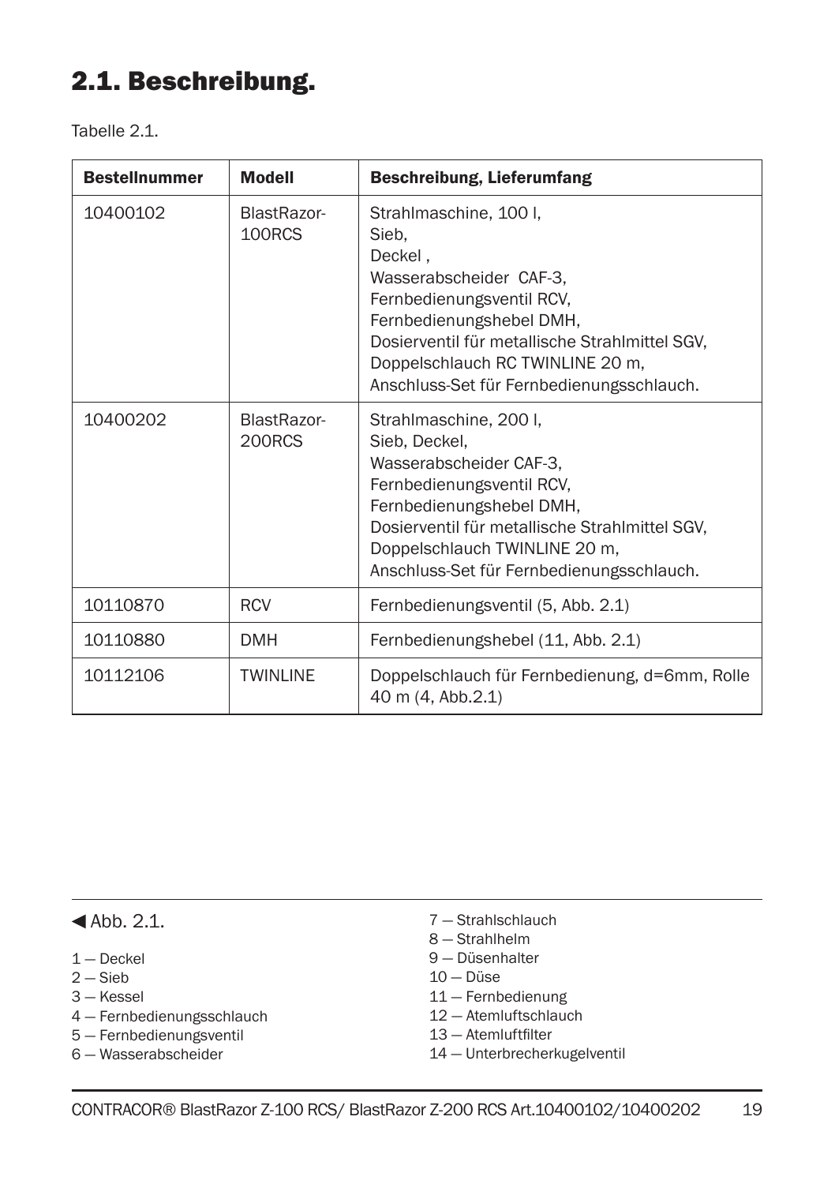## 2.1. Beschreibung.

Tabelle 2.1.

| Bestellnummer | Modell | Beschreibung, Lieferumfang |
|---|---|---|
| 10400102 | BlastRazor-100RCS | Strahlmaschine, 100 l,<br>Sieb,<br>Deckel ,<br>Wasserabscheider CAF-3,<br>Fernbedienungsventil RCV,<br>Fernbedienungshebel DMH,<br>Dosierventil für metallische Strahlmittel SGV,<br>Doppelschlauch RC TWINLINE 20 m,<br>Anschluss-Set für Fernbedienungsschlauch. |
| 10400202 | BlastRazor-200RCS | Strahlmaschine, 200 l,<br>Sieb, Deckel,<br>Wasserabscheider CAF-3,<br>Fernbedienungsventil RCV,<br>Fernbedienungshebel DMH,<br>Dosierventil für metallische Strahlmittel SGV,<br>Doppelschlauch TWINLINE 20 m,<br>Anschluss-Set für Fernbedienungsschlauch. |
| 10110870 | RCV | Fernbedienungsventil (5, Abb. 2.1) |
| 10110880 | DMH | Fernbedienungshebel (11, Abb. 2.1) |
| 10112106 | TWINLINE | Doppelschlauch für Fernbedienung, d=6mm, Rolle 40 m (4, Abb.2.1) |

◀ Abb. 2.1.

1 — Deckel
2 — Sieb
3 — Kessel
4 — Fernbedienungsschlauch
5 — Fernbedienungsventil
6 — Wasserabscheider
7 — Strahlschlauch
8 — Strahlhelm
9 — Düsenhalter
10 — Düse
11 — Fernbedienung
12 — Atemluftschlauch
13 — Atemluftfilter
14 — Unterbrecherkugelventil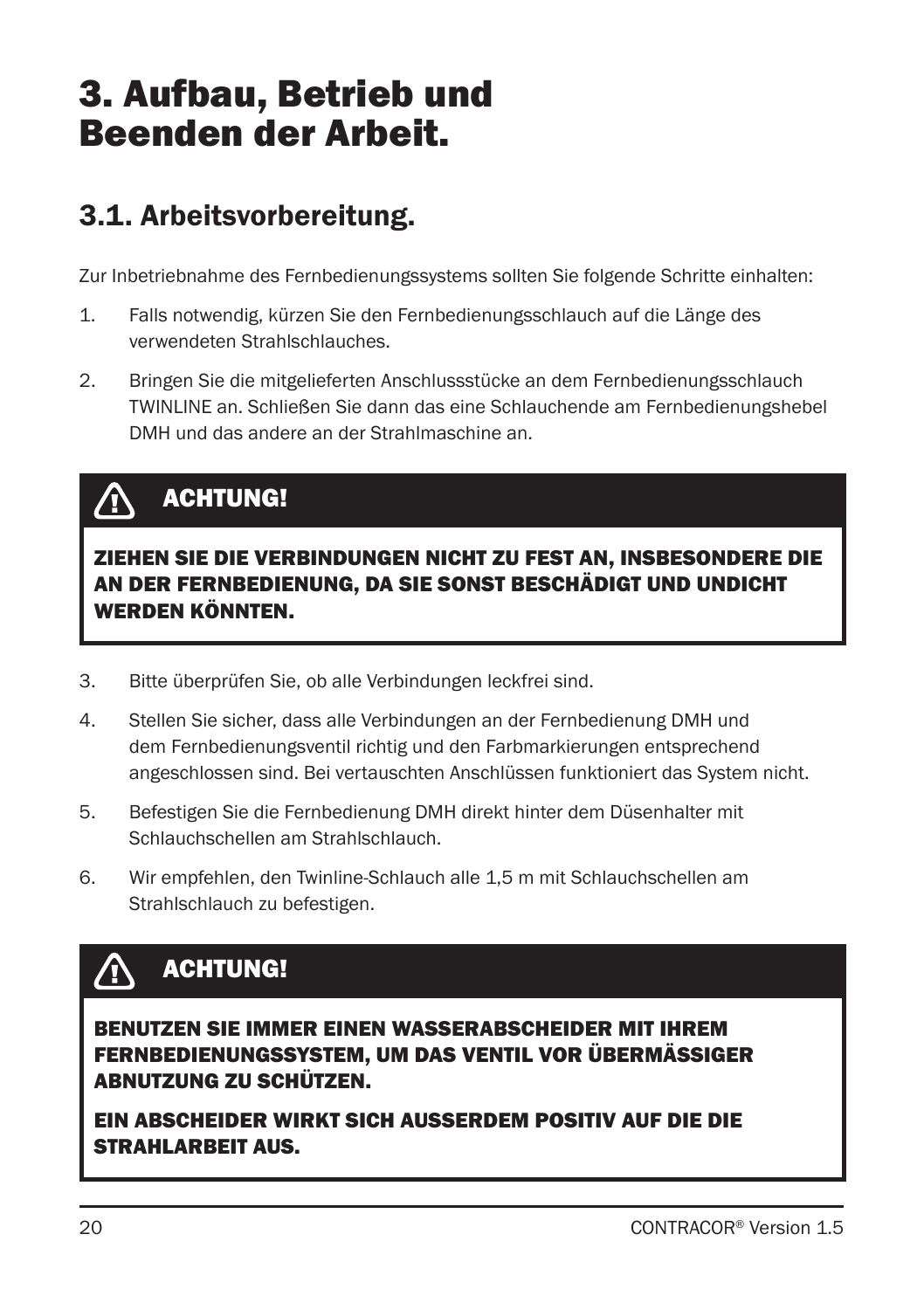# 3. Aufbau, Betrieb und Beenden der Arbeit.

## 3.1. Arbeitsvorbereitung.

Zur Inbetriebnahme des Fernbedienungssystems sollten Sie folgende Schritte einhalten:

1. Falls notwendig, kürzen Sie den Fernbedienungsschlauch auf die Länge des verwendeten Strahlschlauches.
2. Bringen Sie die mitgelieferten Anschlussstücke an dem Fernbedienungsschlauch TWINLINE an. Schließen Sie dann das eine Schlauchende am Fernbedienungshebel DMH und das andere an der Strahlmaschine an.

> **ACHTUNG!**
>
> **ZIEHEN SIE DIE VERBINDUNGEN NICHT ZU FEST AN, INSBESONDERE DIE AN DER FERNBEDIENUNG, DA SIE SONST BESCHÄDIGT UND UNDICHT WERDEN KÖNNTEN.**

3. Bitte überprüfen Sie, ob alle Verbindungen leckfrei sind.
4. Stellen Sie sicher, dass alle Verbindungen an der Fernbedienung DMH und dem Fernbedienungsventil richtig und den Farbmarkierungen entsprechend angeschlossen sind. Bei vertauschten Anschlüssen funktioniert das System nicht.
5. Befestigen Sie die Fernbedienung DMH direkt hinter dem Düsenhalter mit Schlauchschellen am Strahlschlauch.
6. Wir empfehlen, den Twinline-Schlauch alle 1,5 m mit Schlauchschellen am Strahlschlauch zu befestigen.

> **ACHTUNG!**
>
> **BENUTZEN SIE IMMER EINEN WASSERABSCHEIDER MIT IHREM FERNBEDIENUNGSSYSTEM, UM DAS VENTIL VOR ÜBERMÄSSIGER ABNUTZUNG ZU SCHÜTZEN.**
>
> **EIN ABSCHEIDER WIRKT SICH AUSSERDEM POSITIV AUF DIE DIE STRAHLARBEIT AUS.**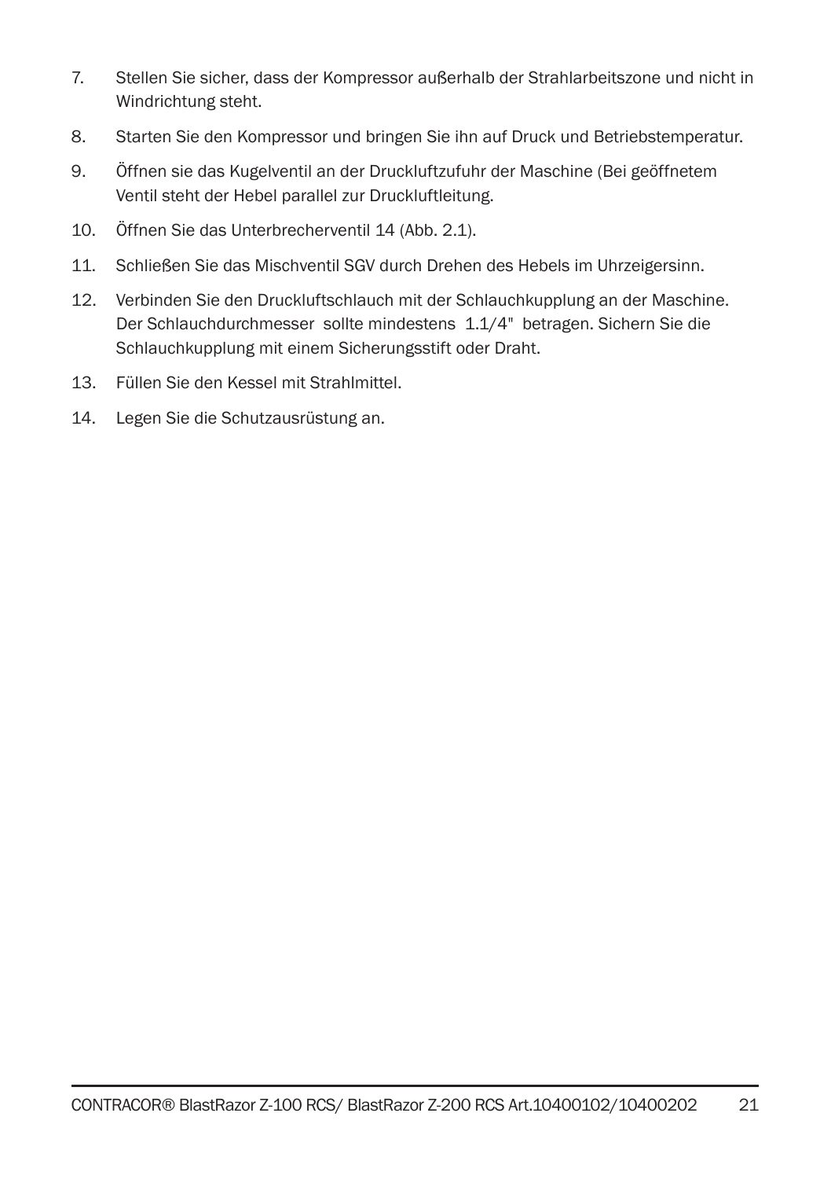7. Stellen Sie sicher, dass der Kompressor außerhalb der Strahlarbeitszone und nicht in Windrichtung steht.
8. Starten Sie den Kompressor und bringen Sie ihn auf Druck und Betriebstemperatur.
9. Öffnen sie das Kugelventil an der Druckluftzufuhr der Maschine (Bei geöffnetem Ventil steht der Hebel parallel zur Druckluftleitung.
10. Öffnen Sie das Unterbrecherventil 14 (Abb. 2.1).
11. Schließen Sie das Mischventil SGV durch Drehen des Hebels im Uhrzeigersinn.
12. Verbinden Sie den Druckluftschlauch mit der Schlauchkupplung an der Maschine. Der Schlauchdurchmesser sollte mindestens 1.1/4" betragen. Sichern Sie die Schlauchkupplung mit einem Sicherungsstift oder Draht.
13. Füllen Sie den Kessel mit Strahlmittel.
14. Legen Sie die Schutzausrüstung an.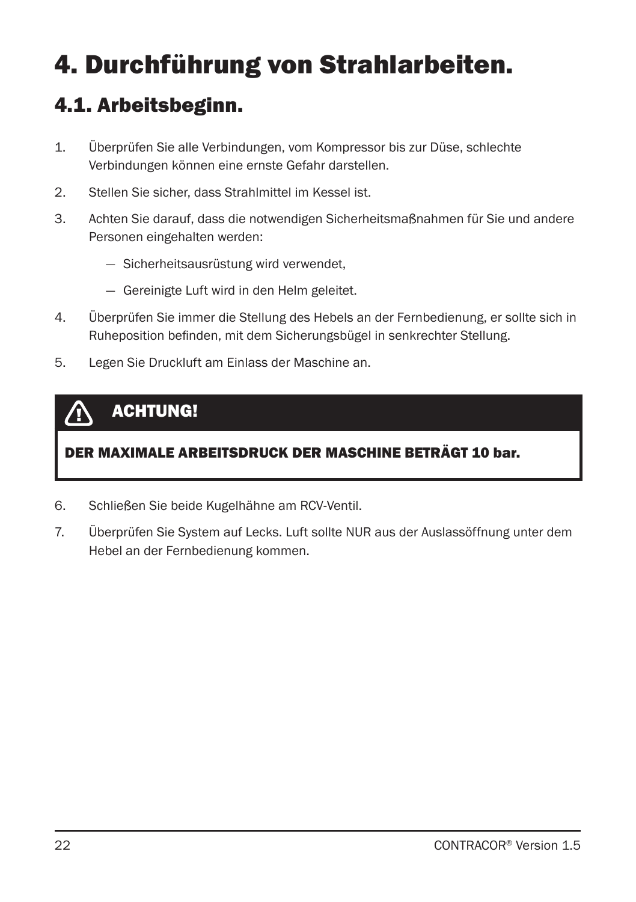# 4. Durchführung von Strahlarbeiten.

## 4.1. Arbeitsbeginn.

1. Überprüfen Sie alle Verbindungen, vom Kompressor bis zur Düse, schlechte Verbindungen können eine ernste Gefahr darstellen.
2. Stellen Sie sicher, dass Strahlmittel im Kessel ist.
3. Achten Sie darauf, dass die notwendigen Sicherheitsmaßnahmen für Sie und andere Personen eingehalten werden:
   - Sicherheitsausrüstung wird verwendet,
   - Gereinigte Luft wird in den Helm geleitet.
4. Überprüfen Sie immer die Stellung des Hebels an der Fernbedienung, er sollte sich in Ruheposition befinden, mit dem Sicherungsbügel in senkrechter Stellung.
5. Legen Sie Druckluft am Einlass der Maschine an.

> ⚠ **ACHTUNG!**
>
> **DER MAXIMALE ARBEITSDRUCK DER MASCHINE BETRÄGT 10 bar.**

6. Schließen Sie beide Kugelhähne am RCV-Ventil.
7. Überprüfen Sie System auf Lecks. Luft sollte NUR aus der Auslassöffnung unter dem Hebel an der Fernbedienung kommen.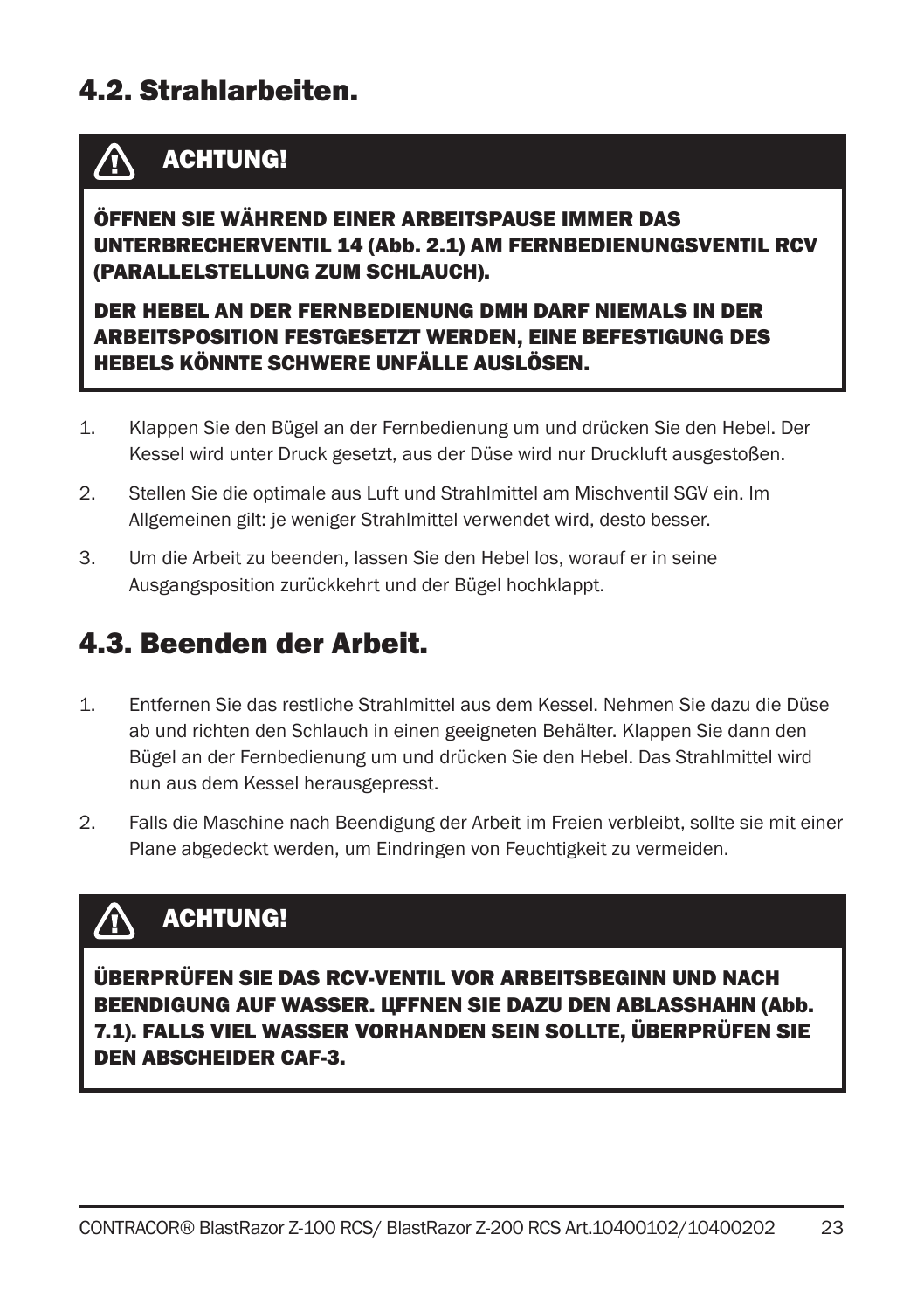## 4.2. Strahlarbeiten.

> **⚠ ACHTUNG!**
>
> **ÖFFNEN SIE WÄHREND EINER ARBEITSPAUSE IMMER DAS UNTERBRECHERVENTIL 14 (Abb. 2.1) AM FERNBEDIENUNGSVENTIL RCV (PARALLELSTELLUNG ZUM SCHLAUCH).**
>
> **DER HEBEL AN DER FERNBEDIENUNG DMH DARF NIEMALS IN DER ARBEITSPOSITION FESTGESETZT WERDEN, EINE BEFESTIGUNG DES HEBELS KÖNNTE SCHWERE UNFÄLLE AUSLÖSEN.**

1. Klappen Sie den Bügel an der Fernbedienung um und drücken Sie den Hebel. Der Kessel wird unter Druck gesetzt, aus der Düse wird nur Druckluft ausgestoßen.
2. Stellen Sie die optimale aus Luft und Strahlmittel am Mischventil SGV ein. Im Allgemeinen gilt: je weniger Strahlmittel verwendet wird, desto besser.
3. Um die Arbeit zu beenden, lassen Sie den Hebel los, worauf er in seine Ausgangsposition zurückkehrt und der Bügel hochklappt.

## 4.3. Beenden der Arbeit.

1. Entfernen Sie das restliche Strahlmittel aus dem Kessel. Nehmen Sie dazu die Düse ab und richten den Schlauch in einen geeigneten Behälter. Klappen Sie dann den Bügel an der Fernbedienung um und drücken Sie den Hebel. Das Strahlmittel wird nun aus dem Kessel herausgepresst.
2. Falls die Maschine nach Beendigung der Arbeit im Freien verbleibt, sollte sie mit einer Plane abgedeckt werden, um Eindringen von Feuchtigkeit zu vermeiden.

> **⚠ ACHTUNG!**
>
> **ÜBERPRÜFEN SIE DAS RCV-VENTIL VOR ARBEITSBEGINN UND NACH BEENDIGUNG AUF WASSER. ЦFFNEN SIE DAZU DEN ABLASSHAHN (Abb. 7.1). FALLS VIEL WASSER VORHANDEN SEIN SOLLTE, ÜBERPRÜFEN SIE DEN ABSCHEIDER CAF-3.**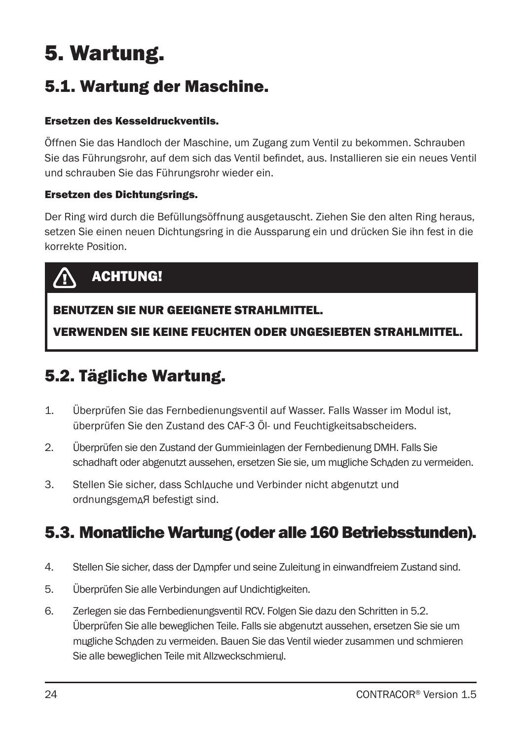# 5. Wartung.

## 5.1. Wartung der Maschine.

**Ersetzen des Kesseldruckventils.**

Öffnen Sie das Handloch der Maschine, um Zugang zum Ventil zu bekommen. Schrauben Sie das Führungsrohr, auf dem sich das Ventil befindet, aus. Installieren sie ein neues Ventil und schrauben Sie das Führungsrohr wieder ein.

**Ersetzen des Dichtungsrings.**

Der Ring wird durch die Befüllungsöffnung ausgetauscht. Ziehen Sie den alten Ring heraus, setzen Sie einen neuen Dichtungsring in die Aussparung ein und drücken Sie ihn fest in die korrekte Position.

**ACHTUNG!**

**BENUTZEN SIE NUR GEEIGNETE STRAHLMITTEL.**

**VERWENDEN SIE KEINE FEUCHTEN ODER UNGESIEBTEN STRAHLMITTEL.**

## 5.2. Tägliche Wartung.

1. Überprüfen Sie das Fernbedienungsventil auf Wasser. Falls Wasser im Modul ist, überprüfen Sie den Zustand des CAF-3 Öl- und Feuchtigkeitsabscheiders.
2. Überprüfen sie den Zustand der Gummieinlagen der Fernbedienung DMH. Falls Sie schadhaft oder abgenutzt aussehen, ersetzen Sie sie, um mцgliche Schдden zu vermeiden.
3. Stellen Sie sicher, dass Schlдuche und Verbinder nicht abgenutzt und ordnungsgemдЯ befestigt sind.

## 5.3. Monatliche Wartung (oder alle 160 Betriebsstunden).

4. Stellen Sie sicher, dass der Dдmpfer und seine Zuleitung in einwandfreiem Zustand sind.
5. Überprüfen Sie alle Verbindungen auf Undichtigkeiten.
6. Zerlegen sie das Fernbedienungsventil RCV. Folgen Sie dazu den Schritten in 5.2. Überprüfen Sie alle beweglichen Teile. Falls sie abgenutzt aussehen, ersetzen Sie sie um mцgliche Schдden zu vermeiden. Bauen Sie das Ventil wieder zusammen und schmieren Sie alle beweglichen Teile mit Allzweckschmierцl.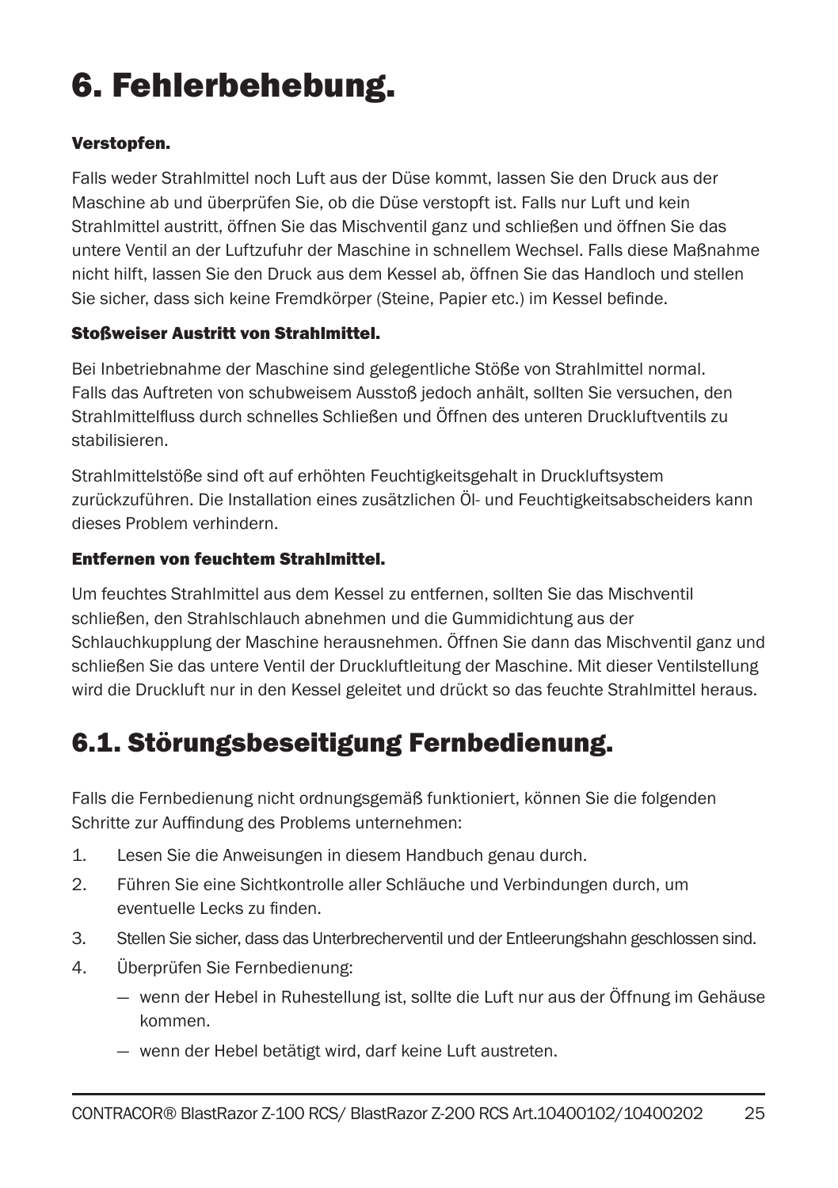# 6. Fehlerbehebung.

**Verstopfen.**

Falls weder Strahlmittel noch Luft aus der Düse kommt, lassen Sie den Druck aus der Maschine ab und überprüfen Sie, ob die Düse verstopft ist. Falls nur Luft und kein Strahlmittel austritt, öffnen Sie das Mischventil ganz und schließen und öffnen Sie das untere Ventil an der Luftzufuhr der Maschine in schnellem Wechsel. Falls diese Maßnahme nicht hilft, lassen Sie den Druck aus dem Kessel ab, öffnen Sie das Handloch und stellen Sie sicher, dass sich keine Fremdkörper (Steine, Papier etc.) im Kessel befinde.

**Stoßweiser Austritt von Strahlmittel.**

Bei Inbetriebnahme der Maschine sind gelegentliche Stöße von Strahlmittel normal. Falls das Auftreten von schubweisem Ausstoß jedoch anhält, sollten Sie versuchen, den Strahlmittelfluss durch schnelles Schließen und Öffnen des unteren Druckluftventils zu stabilisieren.

Strahlmittelstöße sind oft auf erhöhten Feuchtigkeitsgehalt in Druckluftsystem zurückzuführen. Die Installation eines zusätzlichen Öl- und Feuchtigkeitsabscheiders kann dieses Problem verhindern.

**Entfernen von feuchtem Strahlmittel.**

Um feuchtes Strahlmittel aus dem Kessel zu entfernen, sollten Sie das Mischventil schließen, den Strahlschlauch abnehmen und die Gummidichtung aus der Schlauchkupplung der Maschine herausnehmen. Öffnen Sie dann das Mischventil ganz und schließen Sie das untere Ventil der Druckluftleitung der Maschine. Mit dieser Ventilstellung wird die Druckluft nur in den Kessel geleitet und drückt so das feuchte Strahlmittel heraus.

## 6.1. Störungsbeseitigung Fernbedienung.

Falls die Fernbedienung nicht ordnungsgemäß funktioniert, können Sie die folgenden Schritte zur Auffindung des Problems unternehmen:

1. Lesen Sie die Anweisungen in diesem Handbuch genau durch.
2. Führen Sie eine Sichtkontrolle aller Schläuche und Verbindungen durch, um eventuelle Lecks zu finden.
3. Stellen Sie sicher, dass das Unterbrecherventil und der Entleerungshahn geschlossen sind.
4. Überprüfen Sie Fernbedienung:
   - wenn der Hebel in Ruhestellung ist, sollte die Luft nur aus der Öffnung im Gehäuse kommen.
   - wenn der Hebel betätigt wird, darf keine Luft austreten.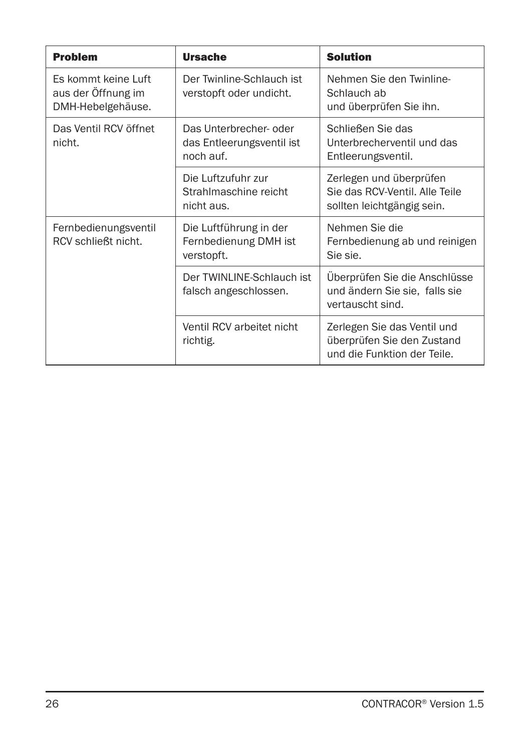| Problem | Ursache | Solution |
| --- | --- | --- |
| Es kommt keine Luft aus der Öffnung im DMH-Hebelgehäuse. | Der Twinline-Schlauch ist verstopft oder undicht. | Nehmen Sie den Twinline-Schlauch ab und überprüfen Sie ihn. |
| Das Ventil RCV öffnet nicht. | Das Unterbrecher- oder das Entleerungsventil ist noch auf. | Schließen Sie das Unterbrecherventil und das Entleerungsventil. |
| | Die Luftzufuhr zur Strahlmaschine reicht nicht aus. | Zerlegen und überprüfen Sie das RCV-Ventil. Alle Teile sollten leichtgängig sein. |
| Fernbedienungsventil RCV schließt nicht. | Die Luftführung in der Fernbedienung DMH ist verstopft. | Nehmen Sie die Fernbedienung ab und reinigen Sie sie. |
| | Der TWINLINE-Schlauch ist falsch angeschlossen. | Überprüfen Sie die Anschlüsse und ändern Sie sie, falls sie vertauscht sind. |
| | Ventil RCV arbeitet nicht richtig. | Zerlegen Sie das Ventil und überprüfen Sie den Zustand und die Funktion der Teile. |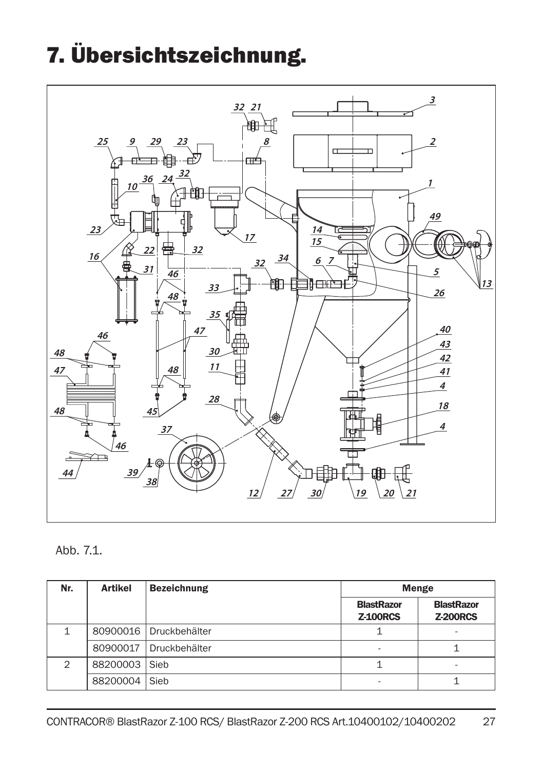# 7. Übersichtszeichnung.

Abb. 7.1.

| Nr. | Artikel | Bezeichnung | Menge | |
|---|---|---|---|---|
| | | | BlastRazor Z-100RCS | BlastRazor Z-200RCS |
| 1 | 80900016 | Druckbehälter | 1 | - |
| | 80900017 | Druckbehälter | - | 1 |
| 2 | 88200003 | Sieb | 1 | - |
| | 88200004 | Sieb | - | 1 |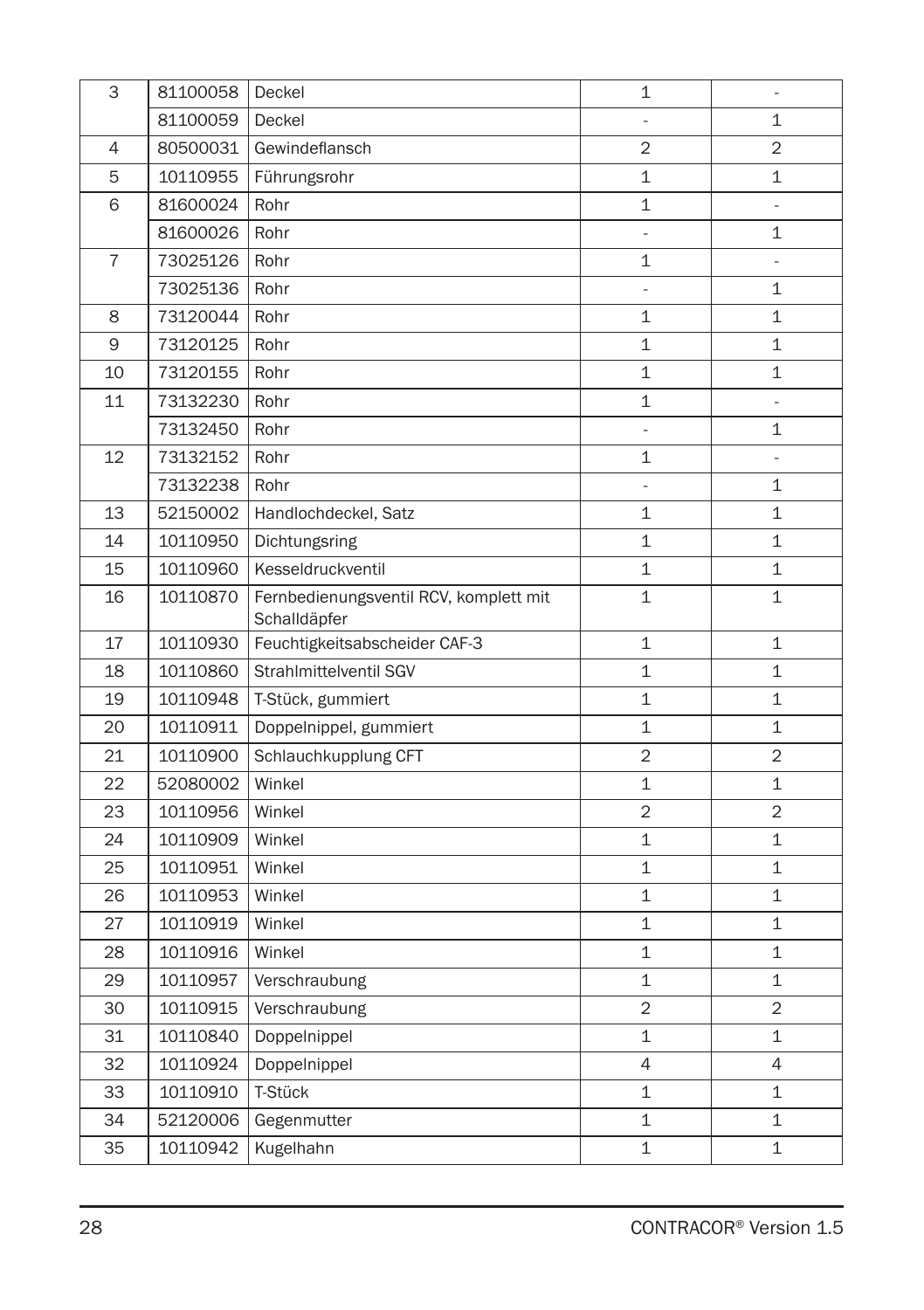| 3 | 81100058 | Deckel | 1 | - |
|---|---|---|---|---|
| | 81100059 | Deckel | - | 1 |
| 4 | 80500031 | Gewindeflansch | 2 | 2 |
| 5 | 10110955 | Führungsrohr | 1 | 1 |
| 6 | 81600024 | Rohr | 1 | - |
| | 81600026 | Rohr | - | 1 |
| 7 | 73025126 | Rohr | 1 | - |
| | 73025136 | Rohr | - | 1 |
| 8 | 73120044 | Rohr | 1 | 1 |
| 9 | 73120125 | Rohr | 1 | 1 |
| 10 | 73120155 | Rohr | 1 | 1 |
| 11 | 73132230 | Rohr | 1 | - |
| | 73132450 | Rohr | - | 1 |
| 12 | 73132152 | Rohr | 1 | - |
| | 73132238 | Rohr | - | 1 |
| 13 | 52150002 | Handlochdeckel, Satz | 1 | 1 |
| 14 | 10110950 | Dichtungsring | 1 | 1 |
| 15 | 10110960 | Kesseldruckventil | 1 | 1 |
| 16 | 10110870 | Fernbedienungsventil RCV, komplett mit Schalldäpfer | 1 | 1 |
| 17 | 10110930 | Feuchtigkeitsabscheider CAF-3 | 1 | 1 |
| 18 | 10110860 | Strahlmittelventil SGV | 1 | 1 |
| 19 | 10110948 | T-Stück, gummiert | 1 | 1 |
| 20 | 10110911 | Doppelnippel, gummiert | 1 | 1 |
| 21 | 10110900 | Schlauchkupplung CFT | 2 | 2 |
| 22 | 52080002 | Winkel | 1 | 1 |
| 23 | 10110956 | Winkel | 2 | 2 |
| 24 | 10110909 | Winkel | 1 | 1 |
| 25 | 10110951 | Winkel | 1 | 1 |
| 26 | 10110953 | Winkel | 1 | 1 |
| 27 | 10110919 | Winkel | 1 | 1 |
| 28 | 10110916 | Winkel | 1 | 1 |
| 29 | 10110957 | Verschraubung | 1 | 1 |
| 30 | 10110915 | Verschraubung | 2 | 2 |
| 31 | 10110840 | Doppelnippel | 1 | 1 |
| 32 | 10110924 | Doppelnippel | 4 | 4 |
| 33 | 10110910 | T-Stück | 1 | 1 |
| 34 | 52120006 | Gegenmutter | 1 | 1 |
| 35 | 10110942 | Kugelhahn | 1 | 1 |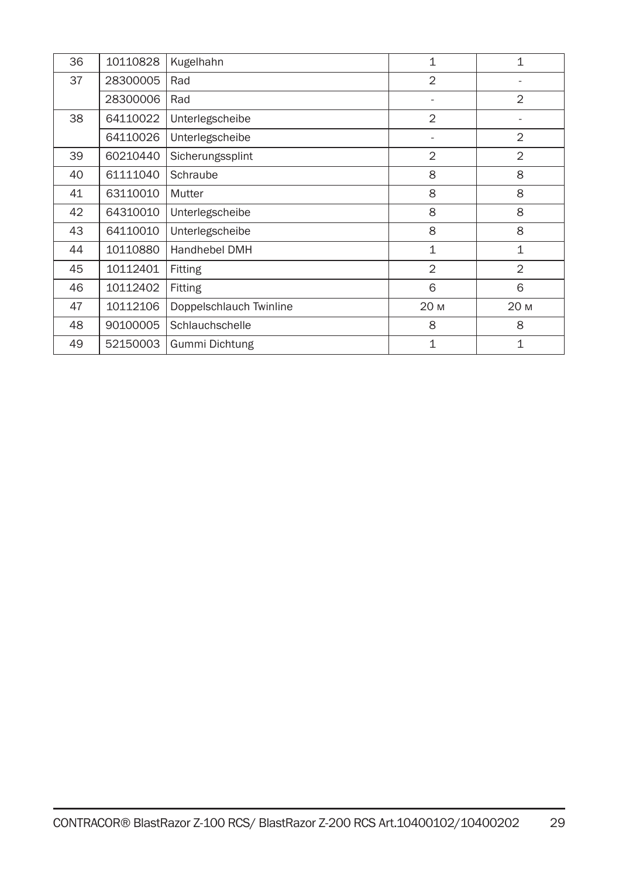| 36 | 10110828 | Kugelhahn | 1 | 1 |
|---|---|---|---|---|
| 37 | 28300005 | Rad | 2 | - |
| | 28300006 | Rad | - | 2 |
| 38 | 64110022 | Unterlegscheibe | 2 | - |
| | 64110026 | Unterlegscheibe | - | 2 |
| 39 | 60210440 | Sicherungssplint | 2 | 2 |
| 40 | 61111040 | Schraube | 8 | 8 |
| 41 | 63110010 | Mutter | 8 | 8 |
| 42 | 64310010 | Unterlegscheibe | 8 | 8 |
| 43 | 64110010 | Unterlegscheibe | 8 | 8 |
| 44 | 10110880 | Handhebel DMH | 1 | 1 |
| 45 | 10112401 | Fitting | 2 | 2 |
| 46 | 10112402 | Fitting | 6 | 6 |
| 47 | 10112106 | Doppelschlauch Twinline | 20 м | 20 м |
| 48 | 90100005 | Schlauchschelle | 8 | 8 |
| 49 | 52150003 | Gummi Dichtung | 1 | 1 |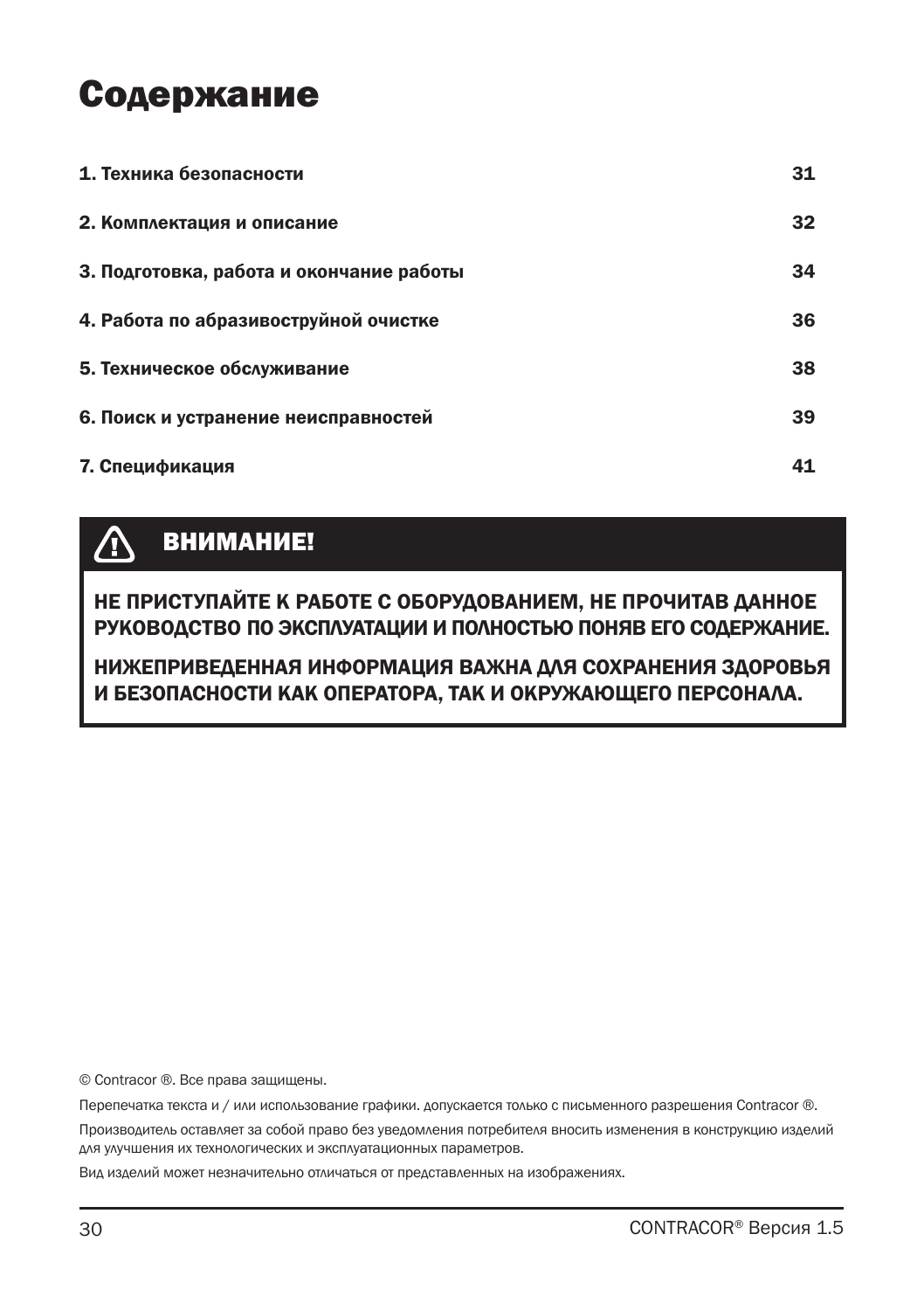# Содержание

| | |
|---|---|
| **1. Техника безопасности** | **31** |
| **2. Комплектация и описание** | **32** |
| **3. Подготовка, работа и окончание работы** | **34** |
| **4. Работа по абразивоструйной очистке** | **36** |
| **5. Техническое обслуживание** | **38** |
| **6. Поиск и устранение неисправностей** | **39** |
| **7. Спецификация** | **41** |

## ⚠ ВНИМАНИЕ!

**НЕ ПРИСТУПАЙТЕ К РАБОТЕ С ОБОРУДОВАНИЕМ, НЕ ПРОЧИТАВ ДАННОЕ РУКОВОДСТВО ПО ЭКСПЛУАТАЦИИ И ПОЛНОСТЬЮ ПОНЯВ ЕГО СОДЕРЖАНИЕ.**

**НИЖЕПРИВЕДЕННАЯ ИНФОРМАЦИЯ ВАЖНА ДЛЯ СОХРАНЕНИЯ ЗДОРОВЬЯ И БЕЗОПАСНОСТИ КАК ОПЕРАТОРА, ТАК И ОКРУЖАЮЩЕГО ПЕРСОНАЛА.**

© Contracor ®. Все права защищены.

Перепечатка текста и / или использование графики. допускается только с письменного разрешения Contracor ®.

Производитель оставляет за собой право без уведомления потребителя вносить изменения в конструкцию изделий для улучшения их технологических и эксплуатационных параметров.

Вид изделий может незначительно отличаться от представленных на изображениях.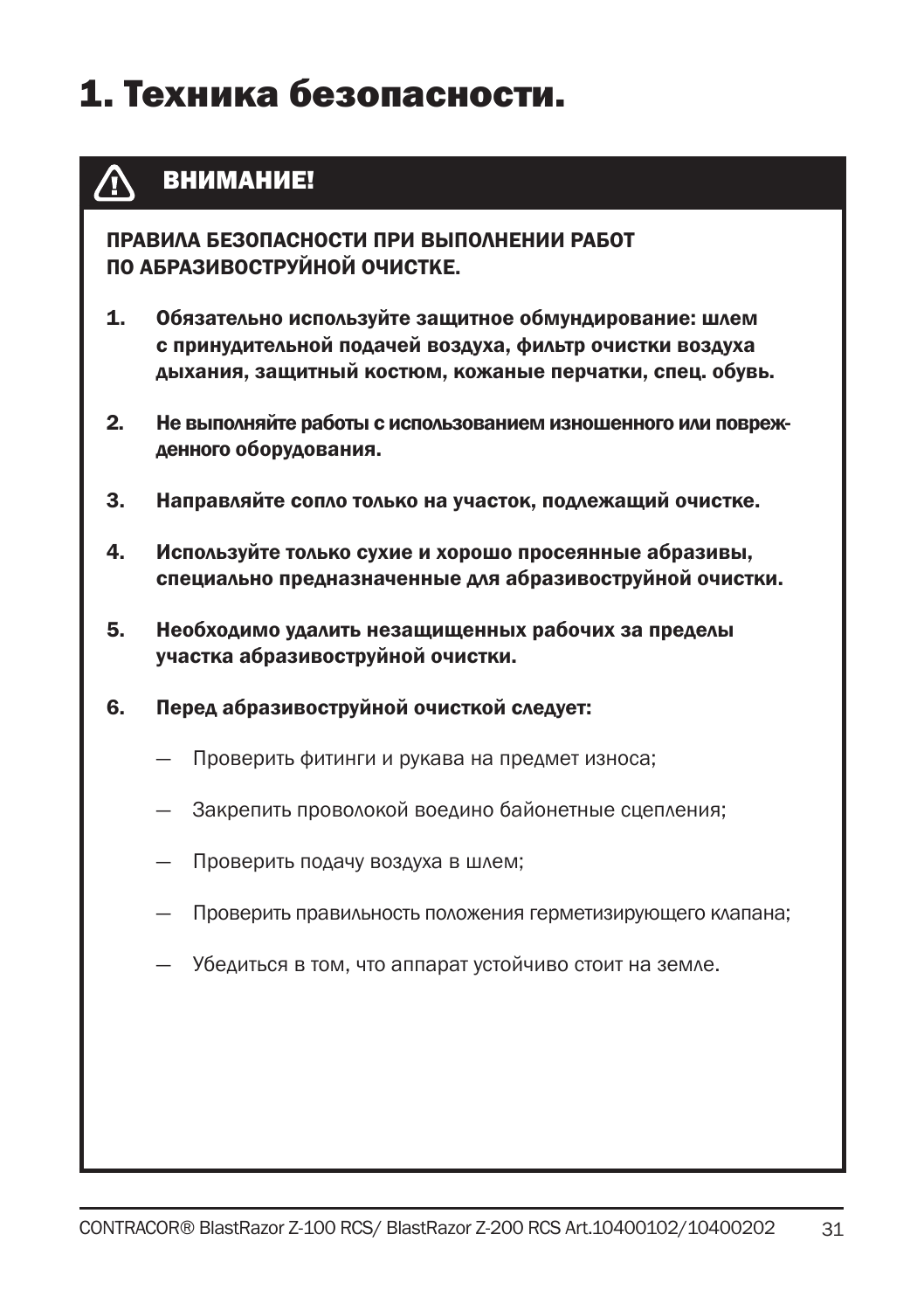# 1. Техника безопасности.

**ВНИМАНИЕ!**

**ПРАВИЛА БЕЗОПАСНОСТИ ПРИ ВЫПОЛНЕНИИ РАБОТ ПО АБРАЗИВОСТРУЙНОЙ ОЧИСТКЕ.**

1. **Обязательно используйте защитное обмундирование: шлем с принудительной подачей воздуха, фильтр очистки воздуха дыхания, защитный костюм, кожаные перчатки, спец. обувь.**

2. **Не выполняйте работы с использованием изношенного или поврежденного оборудования.**

3. **Направляйте сопло только на участок, подлежащий очистке.**

4. **Используйте только сухие и хорошо просеянные абразивы, специально предназначенные для абразивоструйной очистки.**

5. **Необходимо удалить незащищенных рабочих за пределы участка абразивоструйной очистки.**

6. **Перед абразивоструйной очисткой следует:**

   — Проверить фитинги и рукава на предмет износа;

   — Закрепить проволокой воедино байонетные сцепления;

   — Проверить подачу воздуха в шлем;

   — Проверить правильность положения герметизирующего клапана;

   — Убедиться в том, что аппарат устойчиво стоит на земле.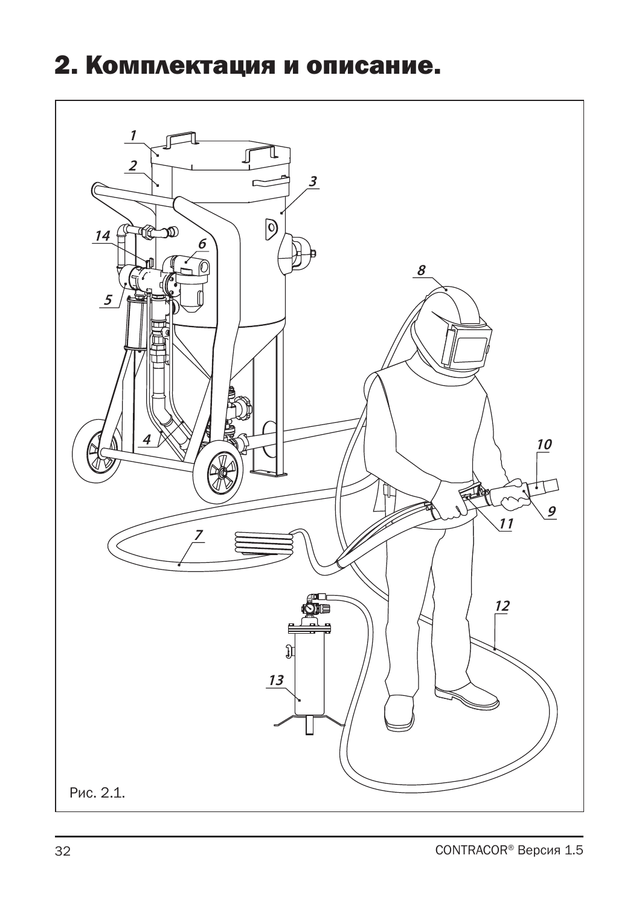# 2. Комплектация и описание.

Рис. 2.1.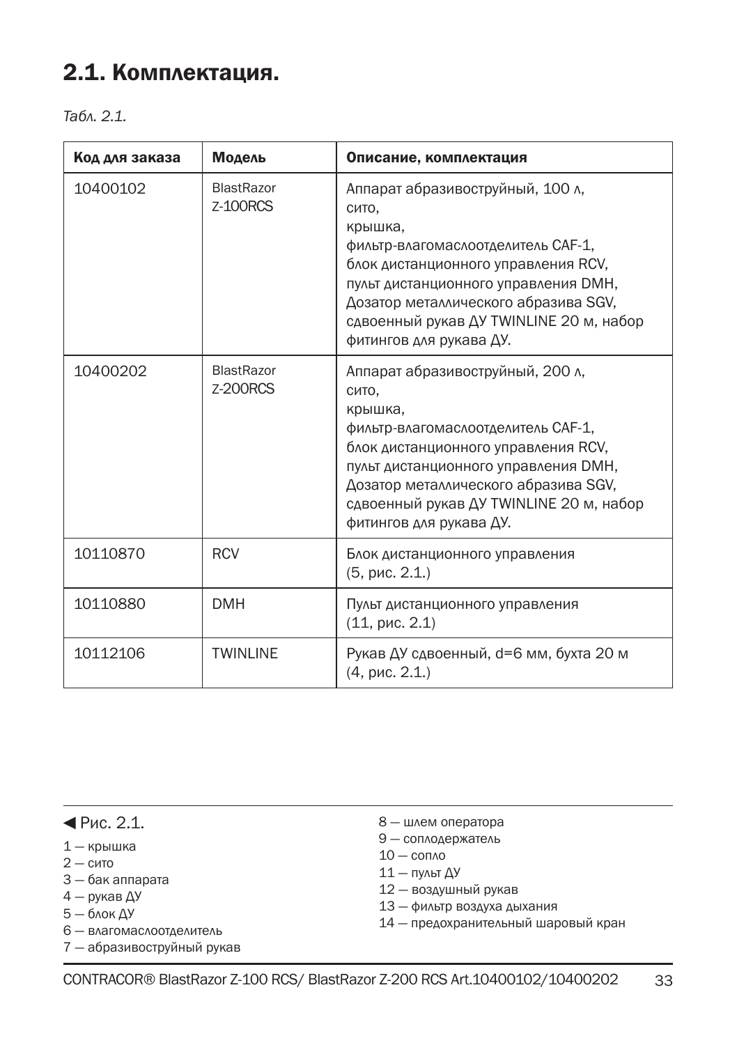## 2.1. Комплектация.

*Табл. 2.1.*

| Код для заказа | Модель | Описание, комплектация |
| --- | --- | --- |
| 10400102 | BlastRazor Z-100RCS | Аппарат абразивоструйный, 100 л, сито, крышка, фильтр-влагомаслоотделитель CAF-1, блок дистанционного управления RCV, пульт дистанционного управления DMH, Дозатор металлического абразива SGV, сдвоенный рукав ДУ TWINLINE 20 м, набор фитингов для рукава ДУ. |
| 10400202 | BlastRazor Z-200RCS | Аппарат абразивоструйный, 200 л, сито, крышка, фильтр-влагомаслоотделитель CAF-1, блок дистанционного управления RCV, пульт дистанционного управления DMH, Дозатор металлического абразива SGV, сдвоенный рукав ДУ TWINLINE 20 м, набор фитингов для рукава ДУ. |
| 10110870 | RCV | Блок дистанционного управления (5, рис. 2.1.) |
| 10110880 | DMH | Пульт дистанционного управления (11, рис. 2.1) |
| 10112106 | TWINLINE | Рукав ДУ сдвоенный, d=6 мм, бухта 20 м (4, рис. 2.1.) |

◀ Рис. 2.1.

1 — крышка
2 — сито
3 — бак аппарата
4 — рукав ДУ
5 — блок ДУ
6 — влагомаслоотделитель
7 — абразивоструйный рукав
8 — шлем оператора
9 — соплодержатель
10 — сопло
11 — пульт ДУ
12 — воздушный рукав
13 — фильтр воздуха дыхания
14 — предохранительный шаровый кран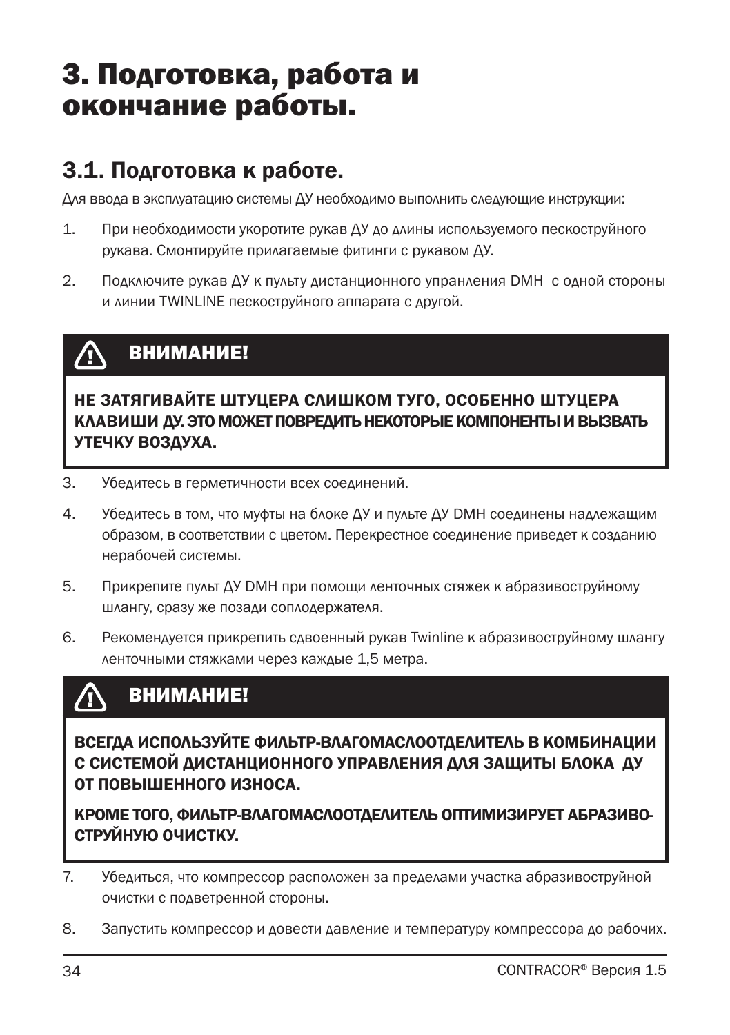# 3. Подготовка, работа и окончание работы.

## 3.1. Подготовка к работе.

Для ввода в эксплуатацию системы ДУ необходимо выполнить следующие инструкции:

1. При необходимости укоротите рукав ДУ до длины используемого пескоструйного рукава. Смонтируйте прилагаемые фитинги с рукавом ДУ.
2. Подключите рукав ДУ к пульту дистанционного упранления DMH с одной стороны и линии TWINLINE пескоструйного аппарата с другой.

> **ВНИМАНИЕ!**
>
> **НЕ ЗАТЯГИВАЙТЕ ШТУЦЕРА СЛИШКОМ ТУГО, ОСОБЕННО ШТУЦЕРА КЛАВИШИ ДУ. ЭТО МОЖЕТ ПОВРЕДИТЬ НЕКОТОРЫЕ КОМПОНЕНТЫ И ВЫЗВАТЬ УТЕЧКУ ВОЗДУХА.**

3. Убедитесь в герметичности всех соединений.
4. Убедитесь в том, что муфты на блоке ДУ и пульте ДУ DMH соединены надлежащим образом, в соответствии с цветом. Перекрестное соединение приведет к созданию нерабочей системы.
5. Прикрепите пульт ДУ DMH при помощи ленточных стяжек к абразивоструйному шлангу, сразу же позади соплодержателя.
6. Рекомендуется прикрепить сдвоенный рукав Twinline к абразивоструйному шлангу ленточными стяжками через каждые 1,5 метра.

> **ВНИМАНИЕ!**
>
> **ВСЕГДА ИСПОЛЬЗУЙТЕ ФИЛЬТР-ВЛАГОМАСЛООТДЕЛИТЕЛЬ В КОМБИНАЦИИ С СИСТЕМОЙ ДИСТАНЦИОННОГО УПРАВЛЕНИЯ ДЛЯ ЗАЩИТЫ БЛОКА ДУ ОТ ПОВЫШЕННОГО ИЗНОСА.**
>
> **КРОМЕ ТОГО, ФИЛЬТР-ВЛАГОМАСЛООТДЕЛИТЕЛЬ ОПТИМИЗИРУЕТ АБРАЗИВОСТРУЙНУЮ ОЧИСТКУ.**

7. Убедиться, что компрессор расположен за пределами участка абразивоструйной очистки с подветренной стороны.
8. Запустить компрессор и довести давление и температуру компрессора до рабочих.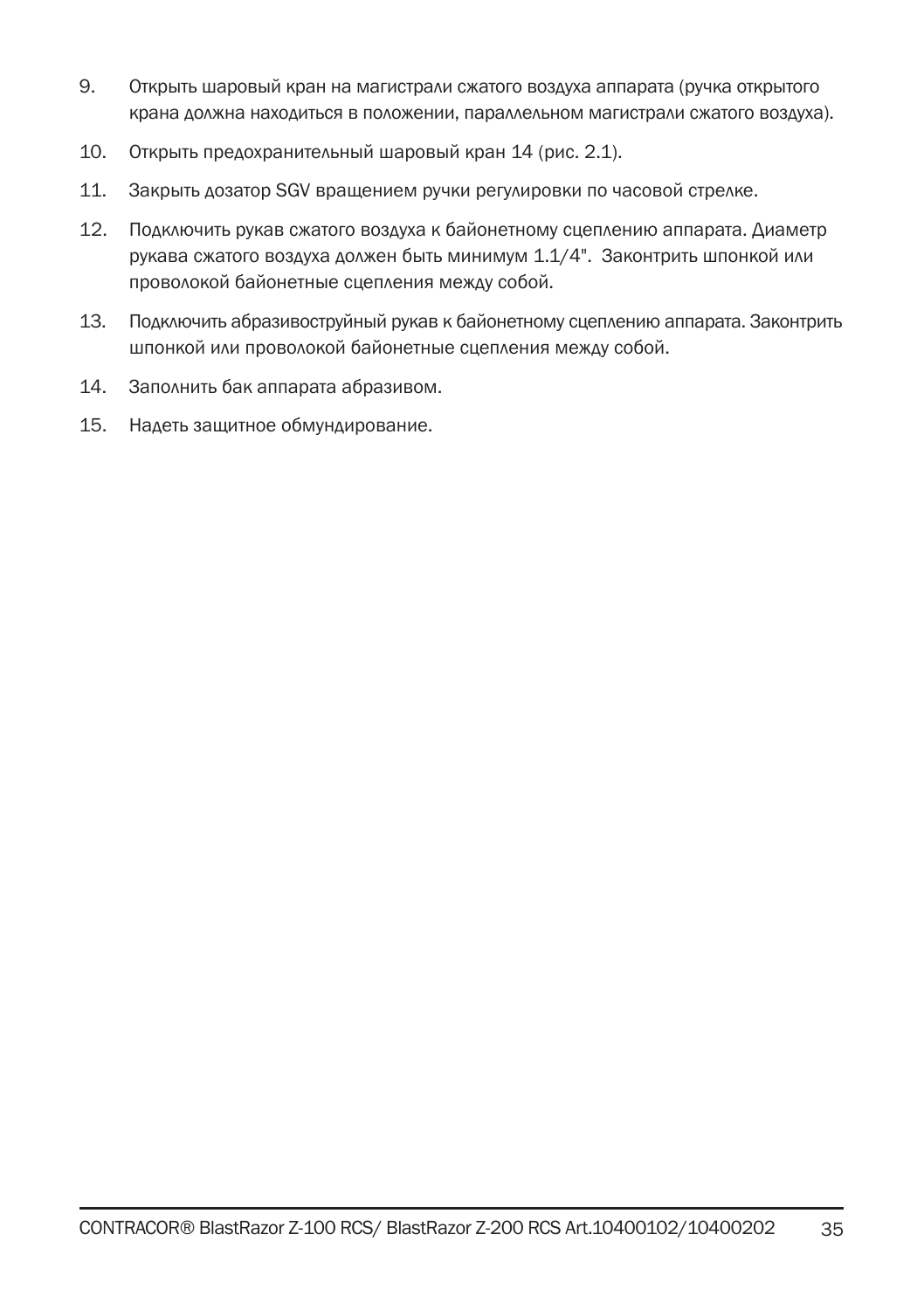9. Открыть шаровый кран на магистрали сжатого воздуха аппарата (ручка открытого крана должна находиться в положении, параллельном магистрали сжатого воздуха).
10. Открыть предохранительный шаровый кран 14 (рис. 2.1).
11. Закрыть дозатор SGV вращением ручки регулировки по часовой стрелке.
12. Подключить рукав сжатого воздуха к байонетному сцеплению аппарата. Диаметр рукава сжатого воздуха должен быть минимум 1.1/4". Законтрить шпонкой или проволокой байонетные сцепления между собой.
13. Подключить абразивоструйный рукав к байонетному сцеплению аппарата. Законтрить шпонкой или проволокой байонетные сцепления между собой.
14. Заполнить бак аппарата абразивом.
15. Надеть защитное обмундирование.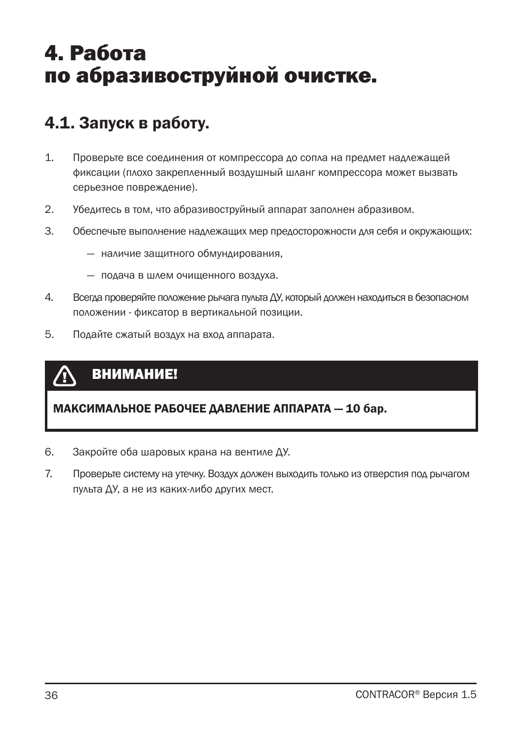# 4. Работа по абразивоструйной очистке.

## 4.1. Запуск в работу.

1. Проверьте все соединения от компрессора до сопла на предмет надлежащей фиксации (плохо закрепленный воздушный шланг компрессора может вызвать серьезное повреждение).
2. Убедитесь в том, что абразивоструйный аппарат заполнен абразивом.
3. Обеспечьте выполнение надлежащих мер предосторожности для себя и окружающих:
   - наличие защитного обмундирования,
   - подача в шлем очищенного воздуха.
4. Всегда проверяйте положение рычага пульта ДУ, который должен находиться в безопасном положении - фиксатор в вертикальной позиции.
5. Подайте сжатый воздух на вход аппарата.

> **ВНИМАНИЕ!**
>
> **МАКСИМАЛЬНОЕ РАБОЧЕЕ ДАВЛЕНИЕ АППАРАТА — 10 бар.**

6. Закройте оба шаровых крана на вентиле ДУ.
7. Проверьте систему на утечку. Воздух должен выходить только из отверстия под рычагом пульта ДУ, а не из каких-либо других мест.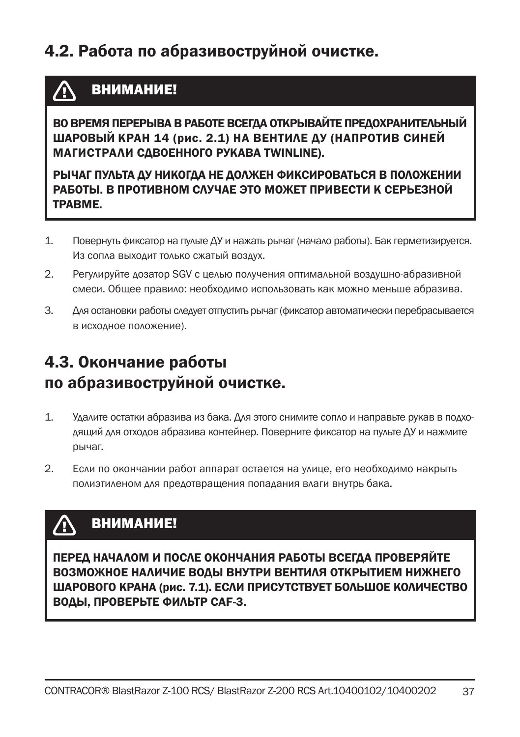## 4.2. Работа по абразивоструйной очистке.

> **⚠ ВНИМАНИЕ!**
>
> **ВО ВРЕМЯ ПЕРЕРЫВА В РАБОТЕ ВСЕГДА ОТКРЫВАЙТЕ ПРЕДОХРАНИТЕЛЬНЫЙ ШАРОВЫЙ КРАН 14 (рис. 2.1) НА ВЕНТИЛЕ ДУ (НАПРОТИВ СИНЕЙ МАГИСТРАЛИ СДВОЕННОГО РУКАВА TWINLINE).**
>
> **РЫЧАГ ПУЛЬТА ДУ НИКОГДА НЕ ДОЛЖЕН ФИКСИРОВАТЬСЯ В ПОЛОЖЕНИИ РАБОТЫ. В ПРОТИВНОМ СЛУЧАЕ ЭТО МОЖЕТ ПРИВЕСТИ К СЕРЬЕЗНОЙ ТРАВМЕ.**

1. Повернуть фиксатор на пульте ДУ и нажать рычаг (начало работы). Бак герметизируется. Из сопла выходит только сжатый воздух.
2. Регулируйте дозатор SGV с целью получения оптимальной воздушно-абразивной смеси. Общее правило: необходимо использовать как можно меньше абразива.
3. Для остановки работы следует отпустить рычаг (фиксатор автоматически перебрасывается в исходное положение).

## 4.3. Окончание работы по абразивоструйной очистке.

1. Удалите остатки абразива из бака. Для этого снимите сопло и направьте рукав в подходящий для отходов абразива контейнер. Поверните фиксатор на пульте ДУ и нажмите рычаг.
2. Если по окончании работ аппарат остается на улице, его необходимо накрыть полиэтиленом для предотвращения попадания влаги внутрь бака.

> **⚠ ВНИМАНИЕ!**
>
> **ПЕРЕД НАЧАЛОМ И ПОСЛЕ ОКОНЧАНИЯ РАБОТЫ ВСЕГДА ПРОВЕРЯЙТЕ ВОЗМОЖНОЕ НАЛИЧИЕ ВОДЫ ВНУТРИ ВЕНТИЛЯ ОТКРЫТИЕМ НИЖНЕГО ШАРОВОГО КРАНА (рис. 7.1). ЕСЛИ ПРИСУТСТВУЕТ БОЛЬШОЕ КОЛИЧЕСТВО ВОДЫ, ПРОВЕРЬТЕ ФИЛЬТР CAF-3.**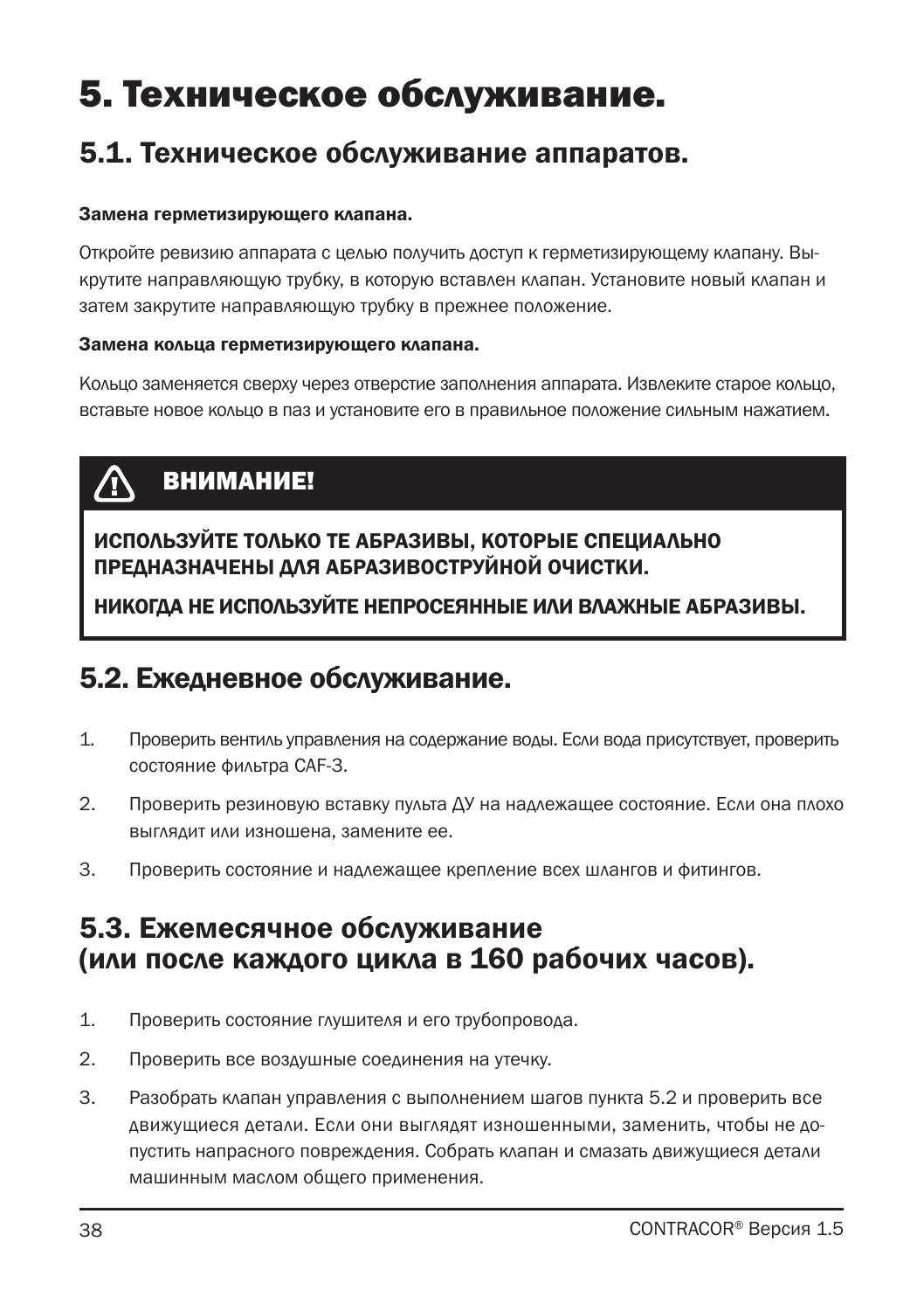# 5. Техническое обслуживание.

## 5.1. Техническое обслуживание аппаратов.

**Замена герметизирующего клапана.**

Откройте ревизию аппарата с целью получить доступ к герметизирующему клапану. Выкрутите направляющую трубку, в которую вставлен клапан. Установите новый клапан и затем закрутите направляющую трубку в прежнее положение.

**Замена кольца герметизирующего клапана.**

Кольцо заменяется сверху через отверстие заполнения аппарата. Извлеките старое кольцо, вставьте новое кольцо в паз и установите его в правильное положение сильным нажатием.

> **ВНИМАНИЕ!**
>
> **ИСПОЛЬЗУЙТЕ ТОЛЬКО ТЕ АБРАЗИВЫ, КОТОРЫЕ СПЕЦИАЛЬНО ПРЕДНАЗНАЧЕНЫ ДЛЯ АБРАЗИВОСТРУЙНОЙ ОЧИСТКИ.**
>
> **НИКОГДА НЕ ИСПОЛЬЗУЙТЕ НЕПРОСЕЯННЫЕ ИЛИ ВЛАЖНЫЕ АБРАЗИВЫ.**

## 5.2. Ежедневное обслуживание.

1. Проверить вентиль управления на содержание воды. Если вода присутствует, проверить состояние фильтра CAF-3.
2. Проверить резиновую вставку пульта ДУ на надлежащее состояние. Если она плохо выглядит или изношена, замените ее.
3. Проверить состояние и надлежащее крепление всех шлангов и фитингов.

## 5.3. Ежемесячное обслуживание (или после каждого цикла в 160 рабочих часов).

1. Проверить состояние глушителя и его трубопровода.
2. Проверить все воздушные соединения на утечку.
3. Разобрать клапан управления с выполнением шагов пункта 5.2 и проверить все движущиеся детали. Если они выглядят изношенными, заменить, чтобы не допустить напрасного повреждения. Собрать клапан и смазать движущиеся детали машинным маслом общего применения.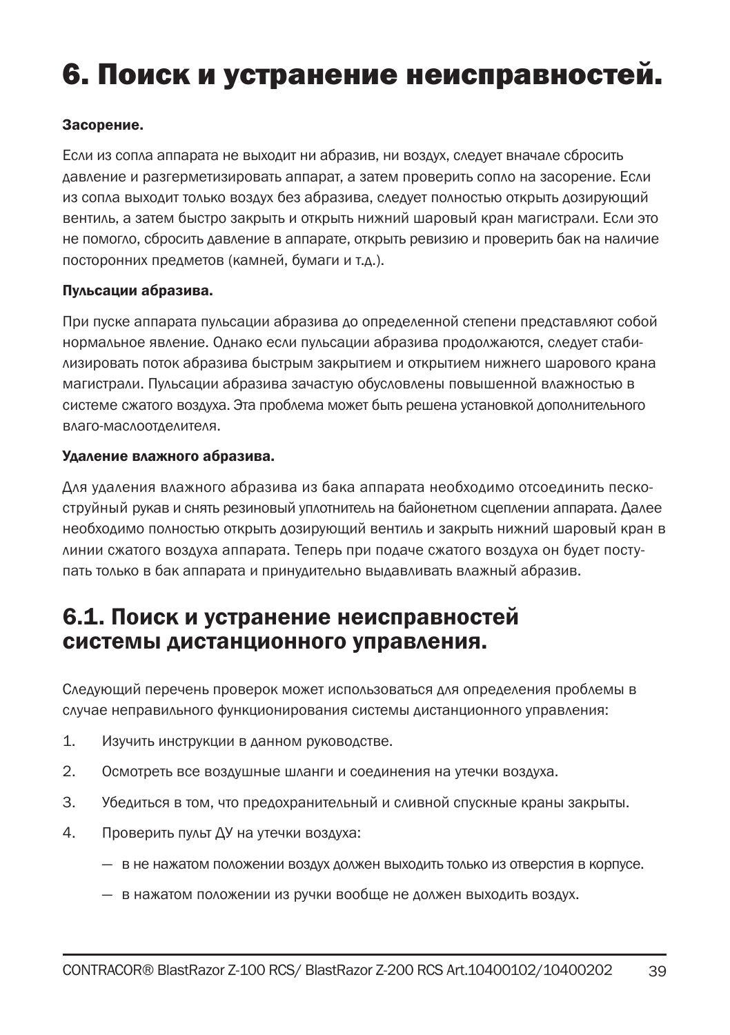# 6. Поиск и устранение неисправностей.

**Засорение.**

Если из сопла аппарата не выходит ни абразив, ни воздух, следует вначале сбросить давление и разгерметизировать аппарат, а затем проверить сопло на засорение. Если из сопла выходит только воздух без абразива, следует полностью открыть дозирующий вентиль, а затем быстро закрыть и открыть нижний шаровый кран магистрали. Если это не помогло, сбросить давление в аппарате, открыть ревизию и проверить бак на наличие посторонних предметов (камней, бумаги и т.д.).

**Пульсации абразива.**

При пуске аппарата пульсации абразива до определенной степени представляют собой нормальное явление. Однако если пульсации абразива продолжаются, следует стабилизировать поток абразива быстрым закрытием и открытием нижнего шарового крана магистрали. Пульсации абразива зачастую обусловлены повышенной влажностью в системе сжатого воздуха. Эта проблема может быть решена установкой дополнительного влаго-маслоотделителя.

**Удаление влажного абразива.**

Для удаления влажного абразива из бака аппарата необходимо отсоединить пескоструйный рукав и снять резиновый уплотнитель на байонетном сцеплении аппарата. Далее необходимо полностью открыть дозирующий вентиль и закрыть нижний шаровый кран в линии сжатого воздуха аппарата. Теперь при подаче сжатого воздуха он будет поступать только в бак аппарата и принудительно выдавливать влажный абразив.

## 6.1. Поиск и устранение неисправностей системы дистанционного управления.

Следующий перечень проверок может использоваться для определения проблемы в случае неправильного функционирования системы дистанционного управления:

1. Изучить инструкции в данном руководстве.
2. Осмотреть все воздушные шланги и соединения на утечки воздуха.
3. Убедиться в том, что предохранительный и сливной спускные краны закрыты.
4. Проверить пульт ДУ на утечки воздуха:
   - в не нажатом положении воздух должен выходить только из отверстия в корпусе.
   - в нажатом положении из ручки вообще не должен выходить воздух.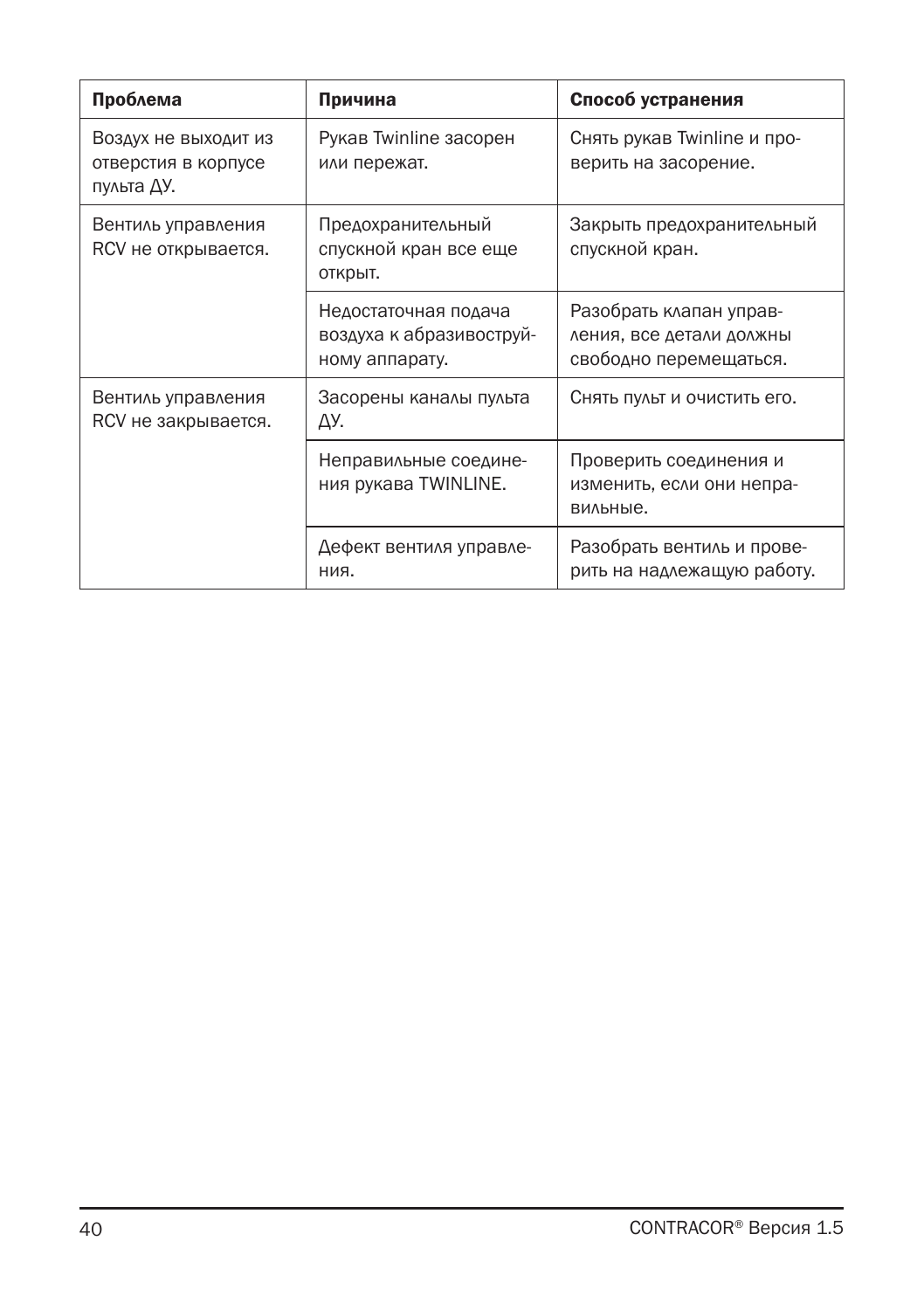| Проблема | Причина | Способ устранения |
| --- | --- | --- |
| Воздух не выходит из отверстия в корпусе пульта ДУ. | Рукав Twinline засорен или пережат. | Снять рукав Twinline и проверить на засорение. |
| Вентиль управления RCV не открывается. | Предохранительный спускной кран все еще открыт. | Закрыть предохранительный спускной кран. |
| | Недостаточная подача воздуха к абразивоструйному аппарату. | Разобрать клапан управления, все детали должны свободно перемещаться. |
| Вентиль управления RCV не закрывается. | Засорены каналы пульта ДУ. | Снять пульт и очистить его. |
| | Неправильные соединения рукава TWINLINE. | Проверить соединения и изменить, если они неправильные. |
| | Дефект вентиля управления. | Разобрать вентиль и проверить на надлежащую работу. |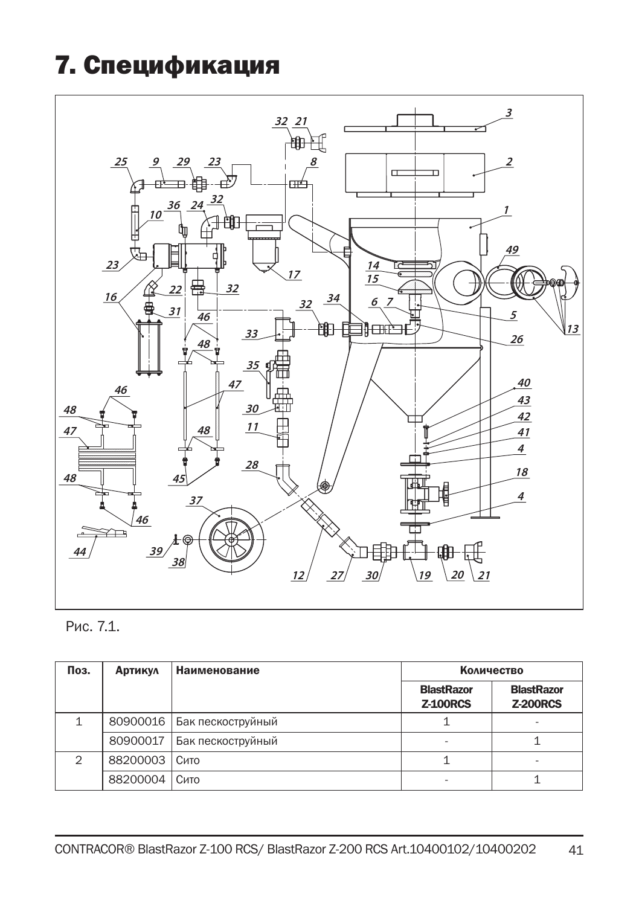# 7. Спецификация

Рис. 7.1.

| Поз. | Артикул | Наименование | Количество | |
|---|---|---|---|---|
| | | | BlastRazor Z-100RCS | BlastRazor Z-200RCS |
| 1 | 80900016 | Бак пескоструйный | 1 | - |
| | 80900017 | Бак пескоструйный | - | 1 |
| 2 | 88200003 | Сито | 1 | - |
| | 88200004 | Сито | - | 1 |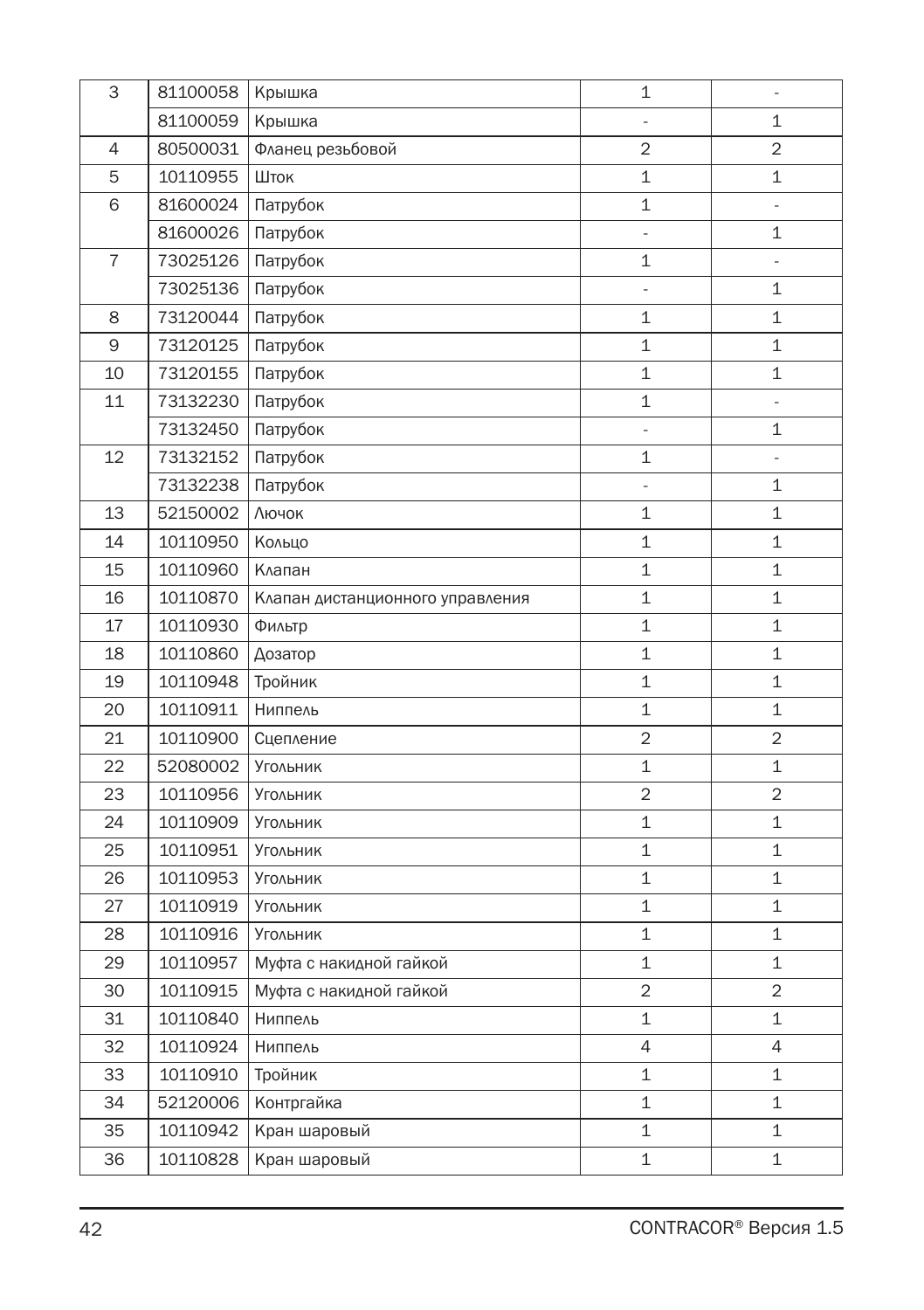| 3 | 81100058 | Крышка | 1 | - |
|---|---|---|---|---|
| | 81100059 | Крышка | - | 1 |
| 4 | 80500031 | Фланец резьбовой | 2 | 2 |
| 5 | 10110955 | Шток | 1 | 1 |
| 6 | 81600024 | Патрубок | 1 | - |
| | 81600026 | Патрубок | - | 1 |
| 7 | 73025126 | Патрубок | 1 | - |
| | 73025136 | Патрубок | - | 1 |
| 8 | 73120044 | Патрубок | 1 | 1 |
| 9 | 73120125 | Патрубок | 1 | 1 |
| 10 | 73120155 | Патрубок | 1 | 1 |
| 11 | 73132230 | Патрубок | 1 | - |
| | 73132450 | Патрубок | - | 1 |
| 12 | 73132152 | Патрубок | 1 | - |
| | 73132238 | Патрубок | - | 1 |
| 13 | 52150002 | Лючок | 1 | 1 |
| 14 | 10110950 | Кольцо | 1 | 1 |
| 15 | 10110960 | Клапан | 1 | 1 |
| 16 | 10110870 | Клапан дистанционного управления | 1 | 1 |
| 17 | 10110930 | Фильтр | 1 | 1 |
| 18 | 10110860 | Дозатор | 1 | 1 |
| 19 | 10110948 | Тройник | 1 | 1 |
| 20 | 10110911 | Ниппель | 1 | 1 |
| 21 | 10110900 | Сцепление | 2 | 2 |
| 22 | 52080002 | Угольник | 1 | 1 |
| 23 | 10110956 | Угольник | 2 | 2 |
| 24 | 10110909 | Угольник | 1 | 1 |
| 25 | 10110951 | Угольник | 1 | 1 |
| 26 | 10110953 | Угольник | 1 | 1 |
| 27 | 10110919 | Угольник | 1 | 1 |
| 28 | 10110916 | Угольник | 1 | 1 |
| 29 | 10110957 | Муфта с накидной гайкой | 1 | 1 |
| 30 | 10110915 | Муфта с накидной гайкой | 2 | 2 |
| 31 | 10110840 | Ниппель | 1 | 1 |
| 32 | 10110924 | Ниппель | 4 | 4 |
| 33 | 10110910 | Тройник | 1 | 1 |
| 34 | 52120006 | Контргайка | 1 | 1 |
| 35 | 10110942 | Кран шаровый | 1 | 1 |
| 36 | 10110828 | Кран шаровый | 1 | 1 |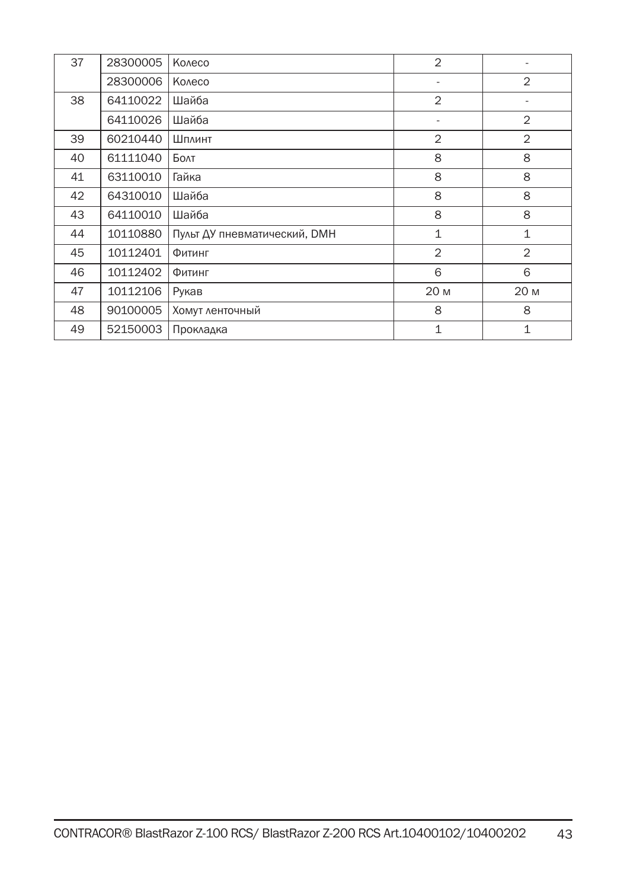| | | | | |
|---|---|---|---|---|
| 37 | 28300005 | Колесо | 2 | - |
| | 28300006 | Колесо | - | 2 |
| 38 | 64110022 | Шайба | 2 | - |
| | 64110026 | Шайба | - | 2 |
| 39 | 60210440 | Шплинт | 2 | 2 |
| 40 | 61111040 | Болт | 8 | 8 |
| 41 | 63110010 | Гайка | 8 | 8 |
| 42 | 64310010 | Шайба | 8 | 8 |
| 43 | 64110010 | Шайба | 8 | 8 |
| 44 | 10110880 | Пульт ДУ пневматический, DMH | 1 | 1 |
| 45 | 10112401 | Фитинг | 2 | 2 |
| 46 | 10112402 | Фитинг | 6 | 6 |
| 47 | 10112106 | Рукав | 20 м | 20 м |
| 48 | 90100005 | Хомут ленточный | 8 | 8 |
| 49 | 52150003 | Прокладка | 1 | 1 |